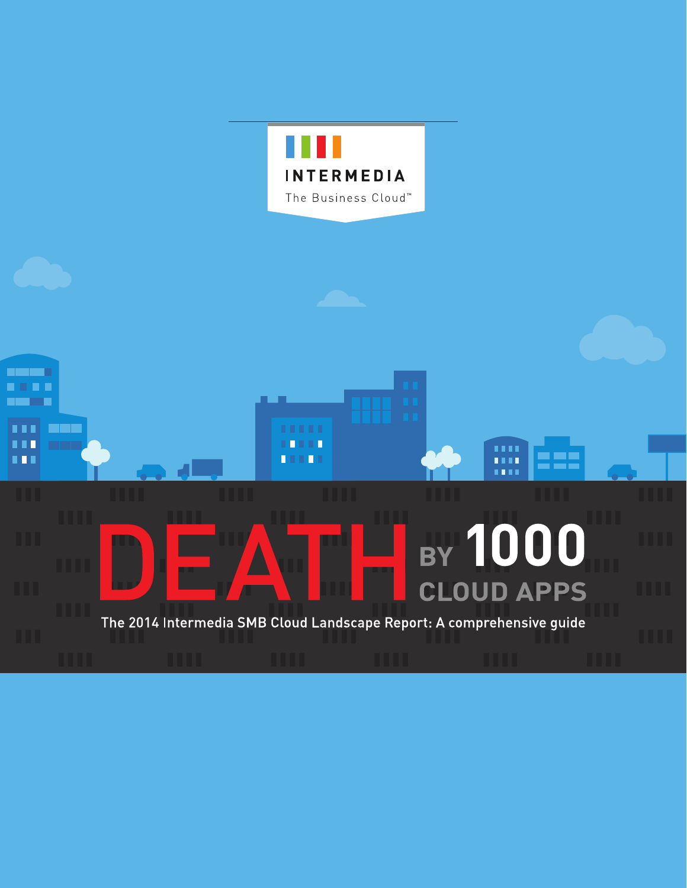INTERMEDIA

The Business Cloud™

# DEATH BY 1000 CLOUD APPS

The 2014 Intermedia SMB Cloud Landscape Report: A comprehensive guide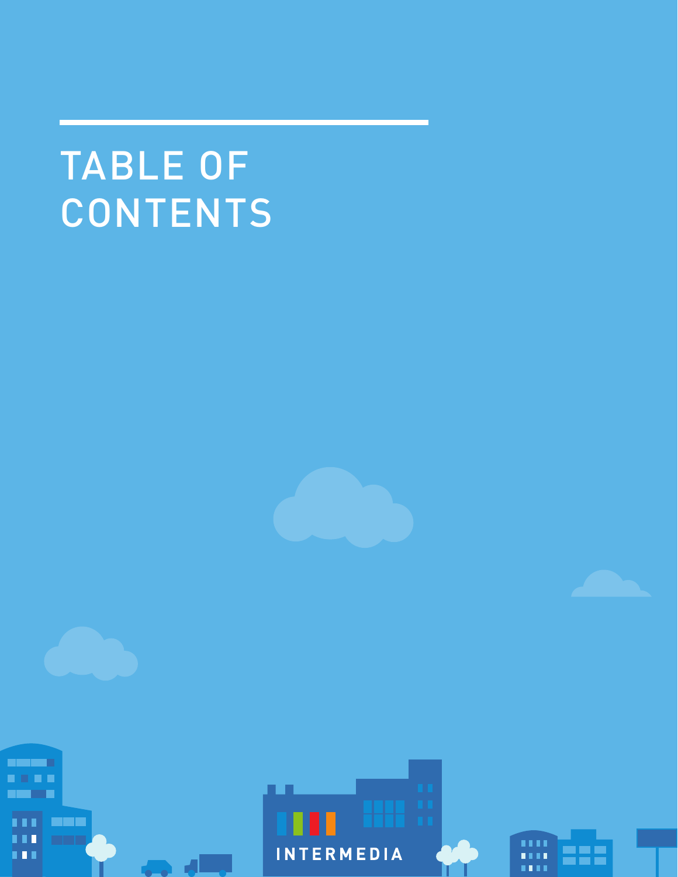# TABLE OF CONTENTS

INTERMEDIA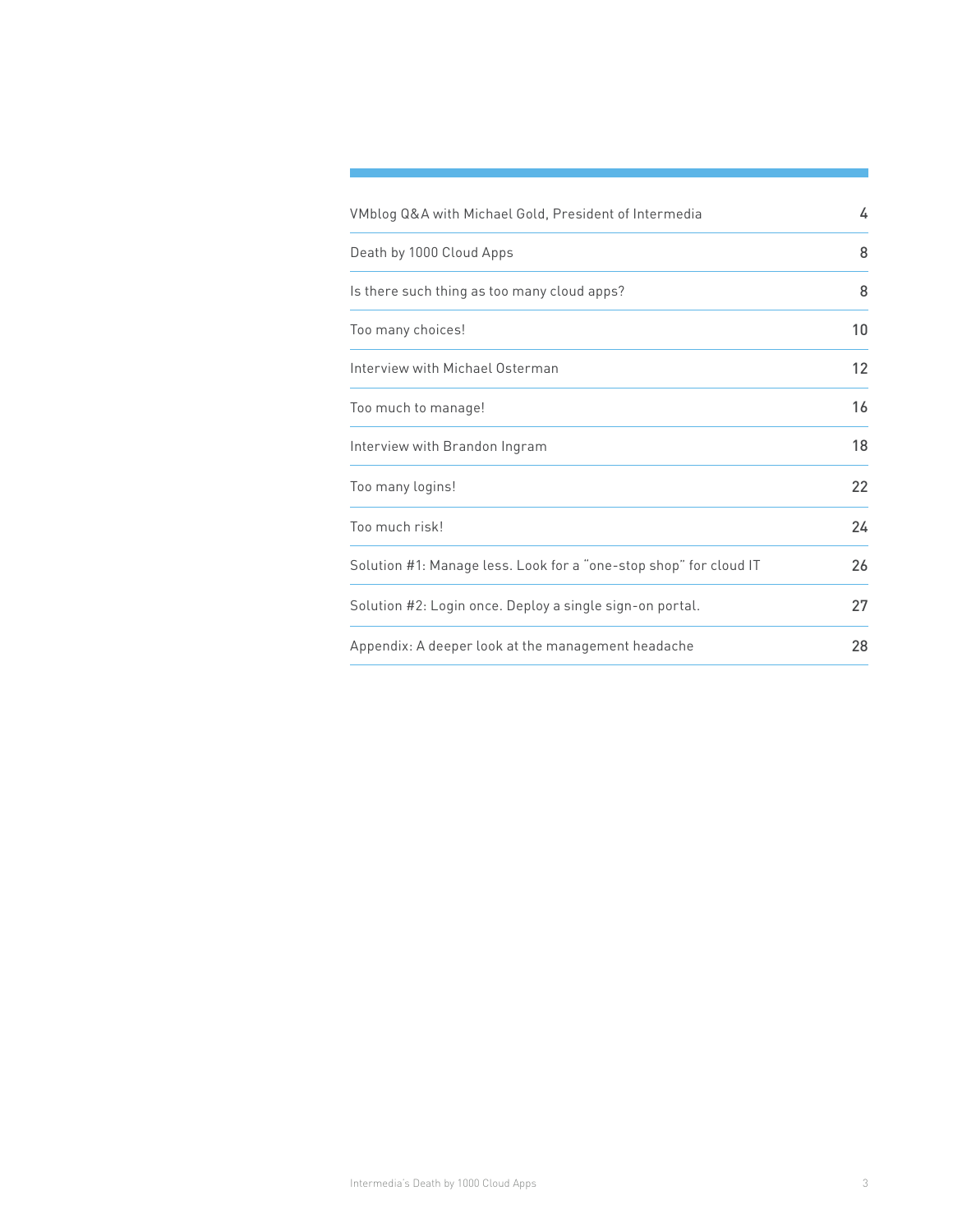| | |
|---|---|
| VMblog Q&A with Michael Gold, President of Intermedia | 4 |
| Death by 1000 Cloud Apps | 8 |
| Is there such thing as too many cloud apps? | 8 |
| Too many choices! | 10 |
| Interview with Michael Osterman | 12 |
| Too much to manage! | 16 |
| Interview with Brandon Ingram | 18 |
| Too many logins! | 22 |
| Too much risk! | 24 |
| Solution #1: Manage less. Look for a "one-stop shop" for cloud IT | 26 |
| Solution #2: Login once. Deploy a single sign-on portal. | 27 |
| Appendix: A deeper look at the management headache | 28 |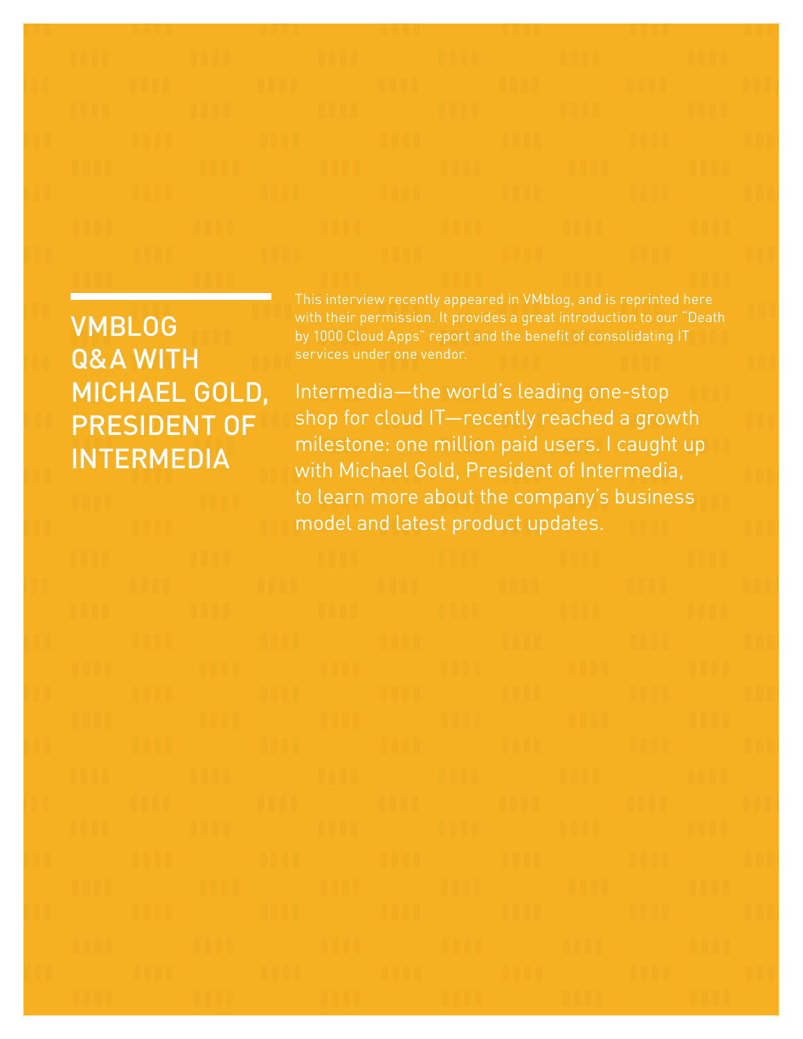# VMBLOG Q&A WITH MICHAEL GOLD, PRESIDENT OF INTERMEDIA

This interview recently appeared in VMblog, and is reprinted here with their permission. It provides a great introduction to our "Death by 1000 Cloud Apps" report and the benefit of consolidating IT services under one vendor.

Intermedia—the world's leading one-stop shop for cloud IT—recently reached a growth milestone: one million paid users. I caught up with Michael Gold, President of Intermedia, to learn more about the company's business model and latest product updates.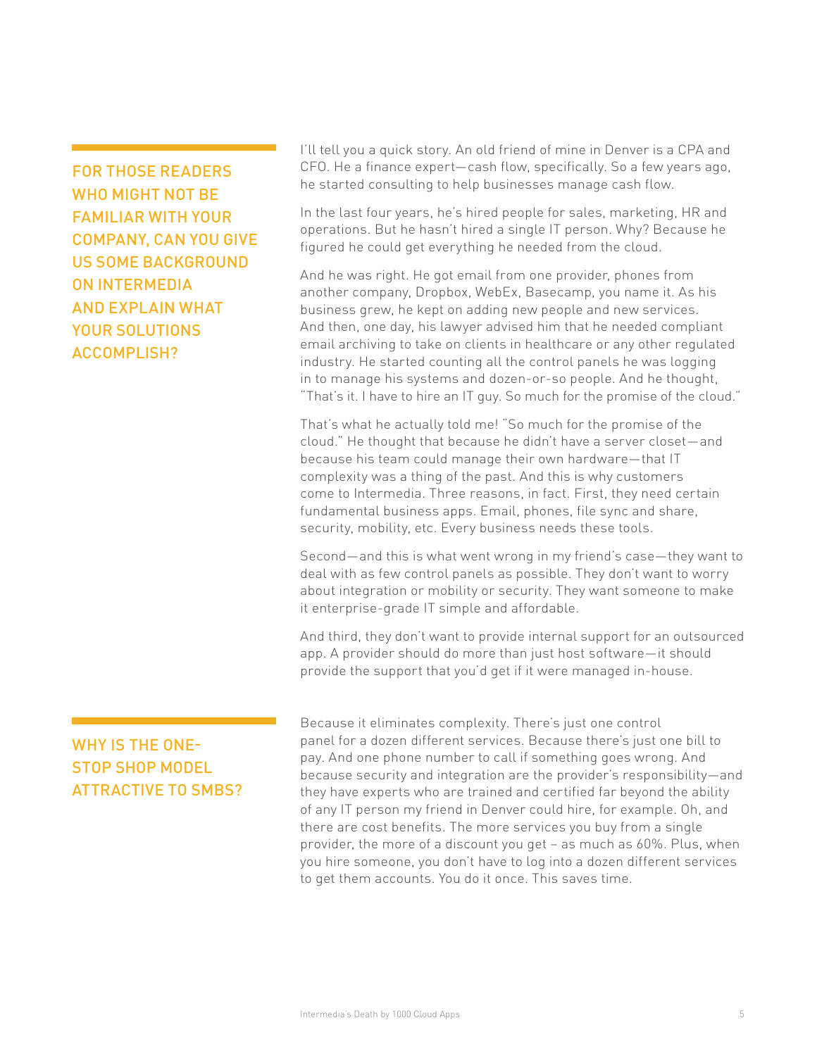## FOR THOSE READERS WHO MIGHT NOT BE FAMILIAR WITH YOUR COMPANY, CAN YOU GIVE US SOME BACKGROUND ON INTERMEDIA AND EXPLAIN WHAT YOUR SOLUTIONS ACCOMPLISH?

I'll tell you a quick story. An old friend of mine in Denver is a CPA and CFO. He a finance expert—cash flow, specifically. So a few years ago, he started consulting to help businesses manage cash flow.

In the last four years, he's hired people for sales, marketing, HR and operations. But he hasn't hired a single IT person. Why? Because he figured he could get everything he needed from the cloud.

And he was right. He got email from one provider, phones from another company, Dropbox, WebEx, Basecamp, you name it. As his business grew, he kept on adding new people and new services. And then, one day, his lawyer advised him that he needed compliant email archiving to take on clients in healthcare or any other regulated industry. He started counting all the control panels he was logging in to manage his systems and dozen-or-so people. And he thought, "That's it. I have to hire an IT guy. So much for the promise of the cloud."

That's what he actually told me! "So much for the promise of the cloud." He thought that because he didn't have a server closet—and because his team could manage their own hardware—that IT complexity was a thing of the past. And this is why customers come to Intermedia. Three reasons, in fact. First, they need certain fundamental business apps. Email, phones, file sync and share, security, mobility, etc. Every business needs these tools.

Second—and this is what went wrong in my friend's case—they want to deal with as few control panels as possible. They don't want to worry about integration or mobility or security. They want someone to make it enterprise-grade IT simple and affordable.

And third, they don't want to provide internal support for an outsourced app. A provider should do more than just host software—it should provide the support that you'd get if it were managed in-house.

## WHY IS THE ONE-STOP SHOP MODEL ATTRACTIVE TO SMBS?

Because it eliminates complexity. There's just one control panel for a dozen different services. Because there's just one bill to pay. And one phone number to call if something goes wrong. And because security and integration are the provider's responsibility—and they have experts who are trained and certified far beyond the ability of any IT person my friend in Denver could hire, for example. Oh, and there are cost benefits. The more services you buy from a single provider, the more of a discount you get – as much as 60%. Plus, when you hire someone, you don't have to log into a dozen different services to get them accounts. You do it once. This saves time.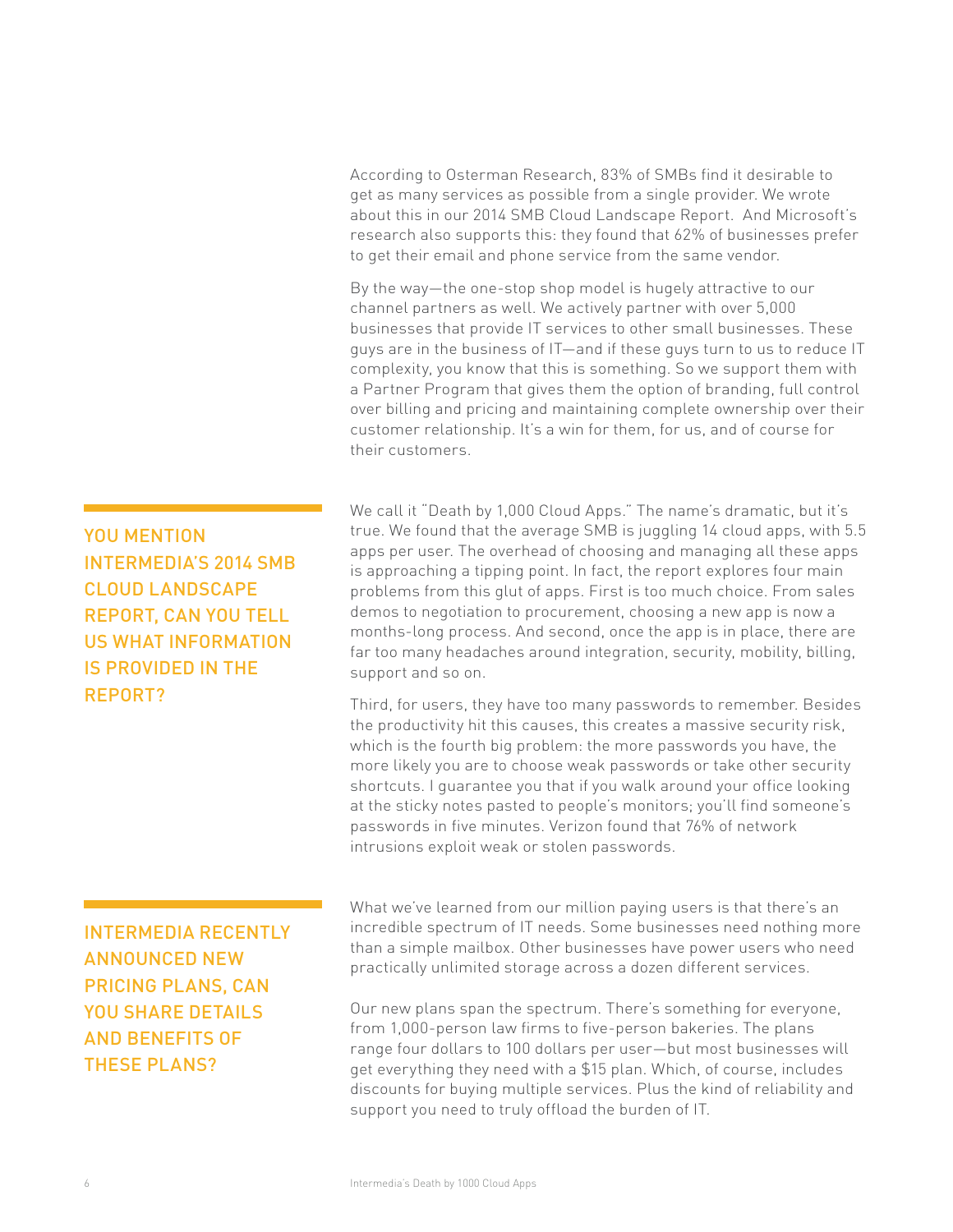According to Osterman Research, 83% of SMBs find it desirable to get as many services as possible from a single provider. We wrote about this in our 2014 SMB Cloud Landscape Report. And Microsoft's research also supports this: they found that 62% of businesses prefer to get their email and phone service from the same vendor.

By the way—the one-stop shop model is hugely attractive to our channel partners as well. We actively partner with over 5,000 businesses that provide IT services to other small businesses. These guys are in the business of IT—and if these guys turn to us to reduce IT complexity, you know that this is something. So we support them with a Partner Program that gives them the option of branding, full control over billing and pricing and maintaining complete ownership over their customer relationship. It's a win for them, for us, and of course for their customers.

## YOU MENTION INTERMEDIA'S 2014 SMB CLOUD LANDSCAPE REPORT, CAN YOU TELL US WHAT INFORMATION IS PROVIDED IN THE REPORT?

We call it "Death by 1,000 Cloud Apps." The name's dramatic, but it's true. We found that the average SMB is juggling 14 cloud apps, with 5.5 apps per user. The overhead of choosing and managing all these apps is approaching a tipping point. In fact, the report explores four main problems from this glut of apps. First is too much choice. From sales demos to negotiation to procurement, choosing a new app is now a months-long process. And second, once the app is in place, there are far too many headaches around integration, security, mobility, billing, support and so on.

Third, for users, they have too many passwords to remember. Besides the productivity hit this causes, this creates a massive security risk, which is the fourth big problem: the more passwords you have, the more likely you are to choose weak passwords or take other security shortcuts. I guarantee you that if you walk around your office looking at the sticky notes pasted to people's monitors; you'll find someone's passwords in five minutes. Verizon found that 76% of network intrusions exploit weak or stolen passwords.

## INTERMEDIA RECENTLY ANNOUNCED NEW PRICING PLANS, CAN YOU SHARE DETAILS AND BENEFITS OF THESE PLANS?

What we've learned from our million paying users is that there's an incredible spectrum of IT needs. Some businesses need nothing more than a simple mailbox. Other businesses have power users who need practically unlimited storage across a dozen different services.

Our new plans span the spectrum. There's something for everyone, from 1,000-person law firms to five-person bakeries. The plans range four dollars to 100 dollars per user—but most businesses will get everything they need with a $15 plan. Which, of course, includes discounts for buying multiple services. Plus the kind of reliability and support you need to truly offload the burden of IT.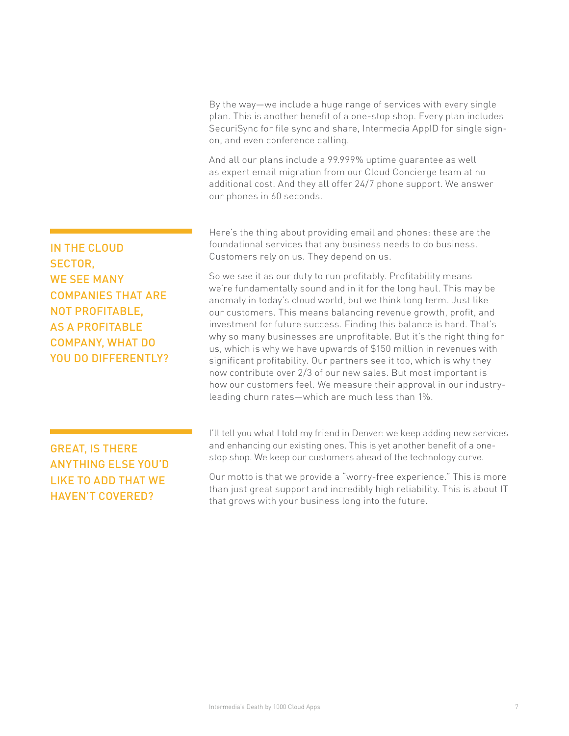By the way—we include a huge range of services with every single plan. This is another benefit of a one-stop shop. Every plan includes SecuriSync for file sync and share, Intermedia AppID for single sign-on, and even conference calling.

And all our plans include a 99.999% uptime guarantee as well as expert email migration from our Cloud Concierge team at no additional cost. And they all offer 24/7 phone support. We answer our phones in 60 seconds.

## IN THE CLOUD SECTOR, WE SEE MANY COMPANIES THAT ARE NOT PROFITABLE, AS A PROFITABLE COMPANY, WHAT DO YOU DO DIFFERENTLY?

Here's the thing about providing email and phones: these are the foundational services that any business needs to do business. Customers rely on us. They depend on us.

So we see it as our duty to run profitably. Profitability means we're fundamentally sound and in it for the long haul. This may be anomaly in today's cloud world, but we think long term. Just like our customers. This means balancing revenue growth, profit, and investment for future success. Finding this balance is hard. That's why so many businesses are unprofitable. But it's the right thing for us, which is why we have upwards of $150 million in revenues with significant profitability. Our partners see it too, which is why they now contribute over 2/3 of our new sales. But most important is how our customers feel. We measure their approval in our industry-leading churn rates—which are much less than 1%.

## GREAT, IS THERE ANYTHING ELSE YOU'D LIKE TO ADD THAT WE HAVEN'T COVERED?

I'll tell you what I told my friend in Denver: we keep adding new services and enhancing our existing ones. This is yet another benefit of a one-stop shop. We keep our customers ahead of the technology curve.

Our motto is that we provide a "worry-free experience." This is more than just great support and incredibly high reliability. This is about IT that grows with your business long into the future.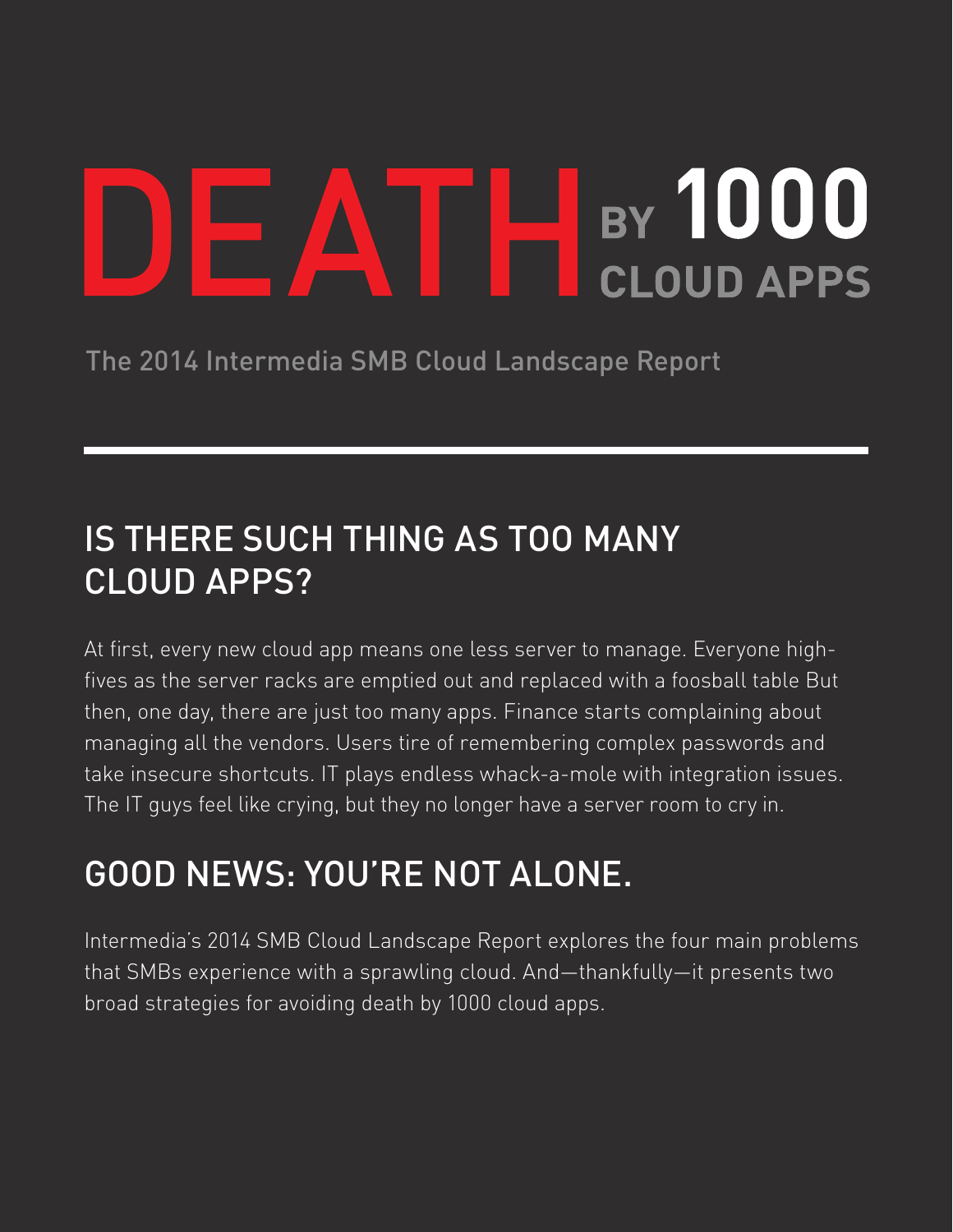# DEATH BY 1000 CLOUD APPS

The 2014 Intermedia SMB Cloud Landscape Report

## IS THERE SUCH THING AS TOO MANY CLOUD APPS?

At first, every new cloud app means one less server to manage. Everyone high-fives as the server racks are emptied out and replaced with a foosball table But then, one day, there are just too many apps. Finance starts complaining about managing all the vendors. Users tire of remembering complex passwords and take insecure shortcuts. IT plays endless whack-a-mole with integration issues. The IT guys feel like crying, but they no longer have a server room to cry in.

## GOOD NEWS: YOU'RE NOT ALONE.

Intermedia's 2014 SMB Cloud Landscape Report explores the four main problems that SMBs experience with a sprawling cloud. And—thankfully—it presents two broad strategies for avoiding death by 1000 cloud apps.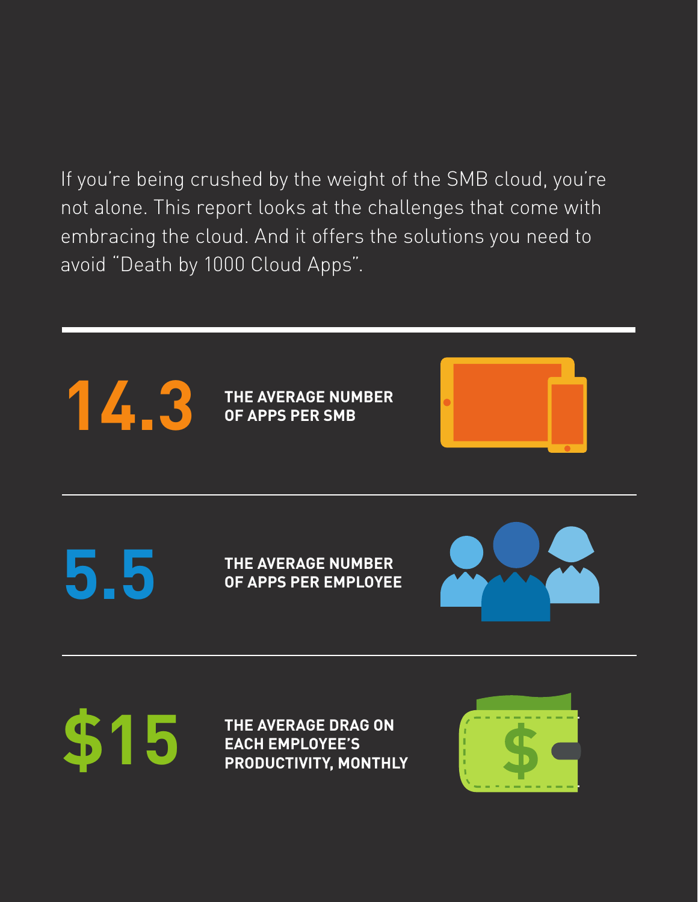If you're being crushed by the weight of the SMB cloud, you're not alone. This report looks at the challenges that come with embracing the cloud. And it offers the solutions you need to avoid "Death by 1000 Cloud Apps".

---

**14.3** **THE AVERAGE NUMBER OF APPS PER SMB**

---

**5.5** **THE AVERAGE NUMBER OF APPS PER EMPLOYEE**

---

**$15** **THE AVERAGE DRAG ON EACH EMPLOYEE'S PRODUCTIVITY, MONTHLY**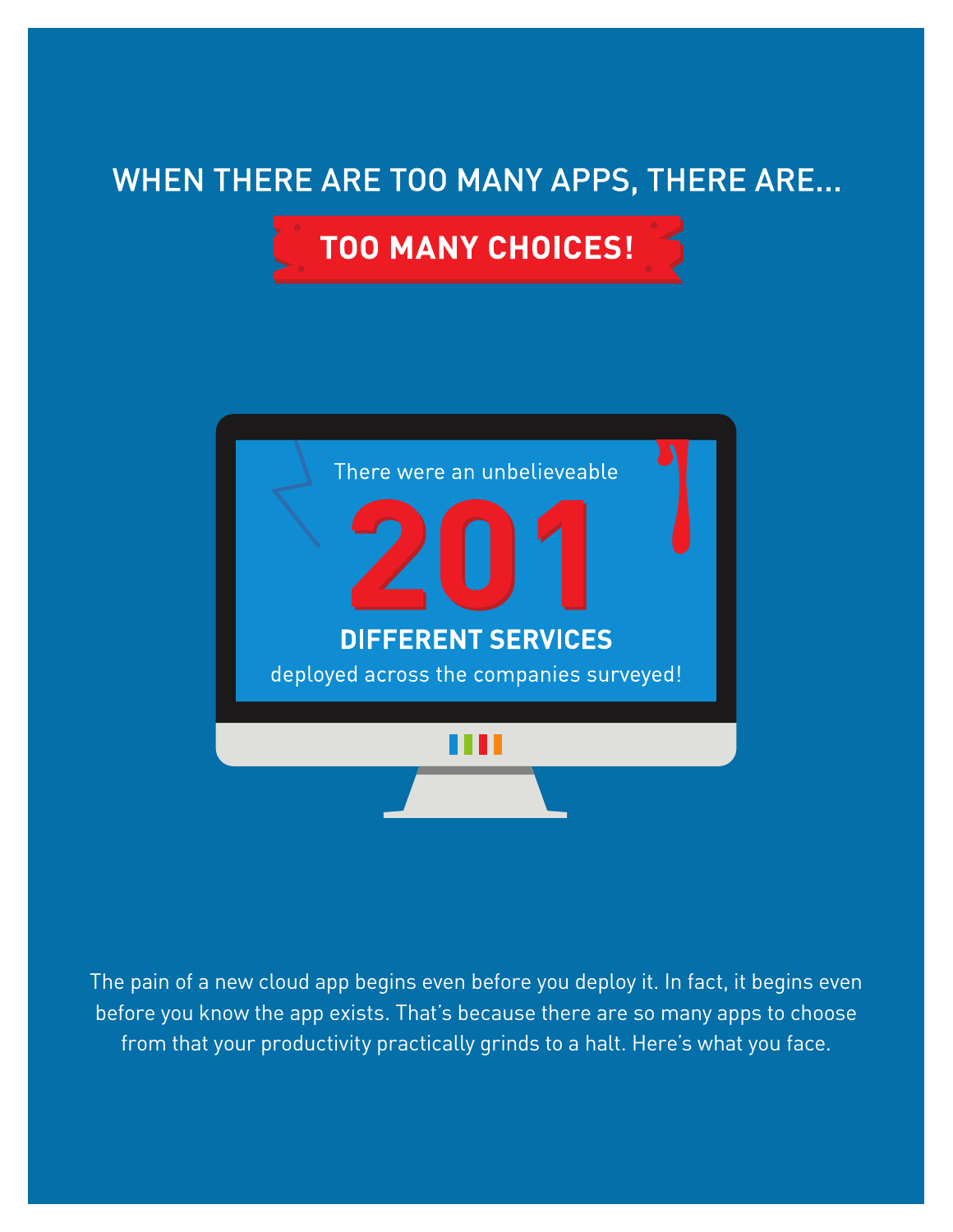## WHEN THERE ARE TOO MANY APPS, THERE ARE...

# TOO MANY CHOICES!

There were an unbelieveable

**201**

**DIFFERENT SERVICES**

deployed across the companies surveyed!

The pain of a new cloud app begins even before you deploy it. In fact, it begins even before you know the app exists. That's because there are so many apps to choose from that your productivity practically grinds to a halt. Here's what you face.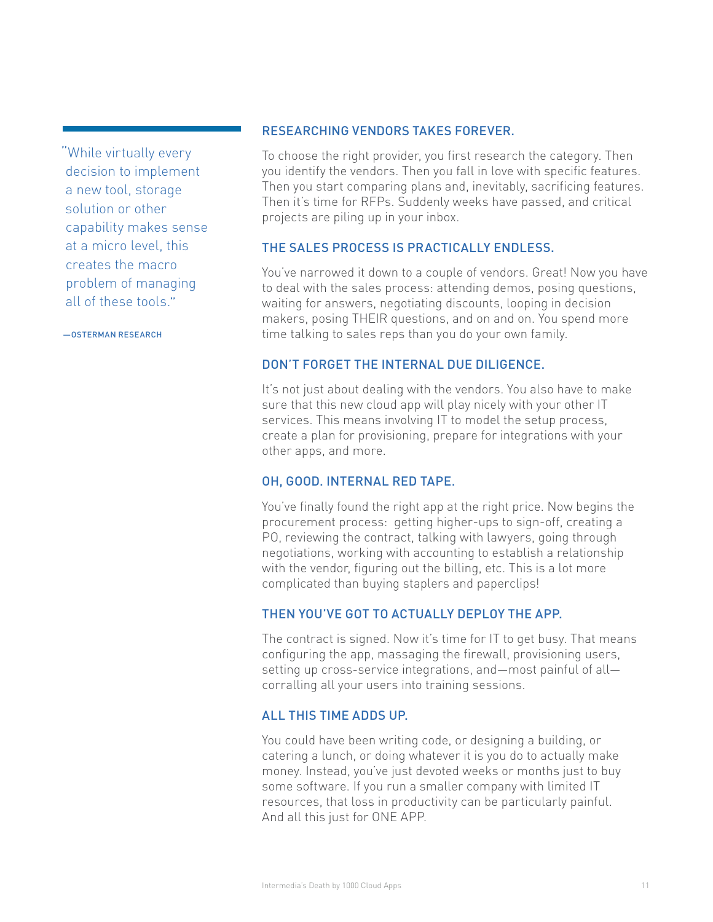> "While virtually every decision to implement a new tool, storage solution or other capability makes sense at a micro level, this creates the macro problem of managing all of these tools."
>
> —OSTERMAN RESEARCH

### RESEARCHING VENDORS TAKES FOREVER.

To choose the right provider, you first research the category. Then you identify the vendors. Then you fall in love with specific features. Then you start comparing plans and, inevitably, sacrificing features. Then it's time for RFPs. Suddenly weeks have passed, and critical projects are piling up in your inbox.

### THE SALES PROCESS IS PRACTICALLY ENDLESS.

You've narrowed it down to a couple of vendors. Great! Now you have to deal with the sales process: attending demos, posing questions, waiting for answers, negotiating discounts, looping in decision makers, posing THEIR questions, and on and on. You spend more time talking to sales reps than you do your own family.

### DON'T FORGET THE INTERNAL DUE DILIGENCE.

It's not just about dealing with the vendors. You also have to make sure that this new cloud app will play nicely with your other IT services. This means involving IT to model the setup process, create a plan for provisioning, prepare for integrations with your other apps, and more.

### OH, GOOD. INTERNAL RED TAPE.

You've finally found the right app at the right price. Now begins the procurement process: getting higher-ups to sign-off, creating a PO, reviewing the contract, talking with lawyers, going through negotiations, working with accounting to establish a relationship with the vendor, figuring out the billing, etc. This is a lot more complicated than buying staplers and paperclips!

### THEN YOU'VE GOT TO ACTUALLY DEPLOY THE APP.

The contract is signed. Now it's time for IT to get busy. That means configuring the app, massaging the firewall, provisioning users, setting up cross-service integrations, and—most painful of all—corralling all your users into training sessions.

### ALL THIS TIME ADDS UP.

You could have been writing code, or designing a building, or catering a lunch, or doing whatever it is you do to actually make money. Instead, you've just devoted weeks or months just to buy some software. If you run a smaller company with limited IT resources, that loss in productivity can be particularly painful. And all this just for ONE APP.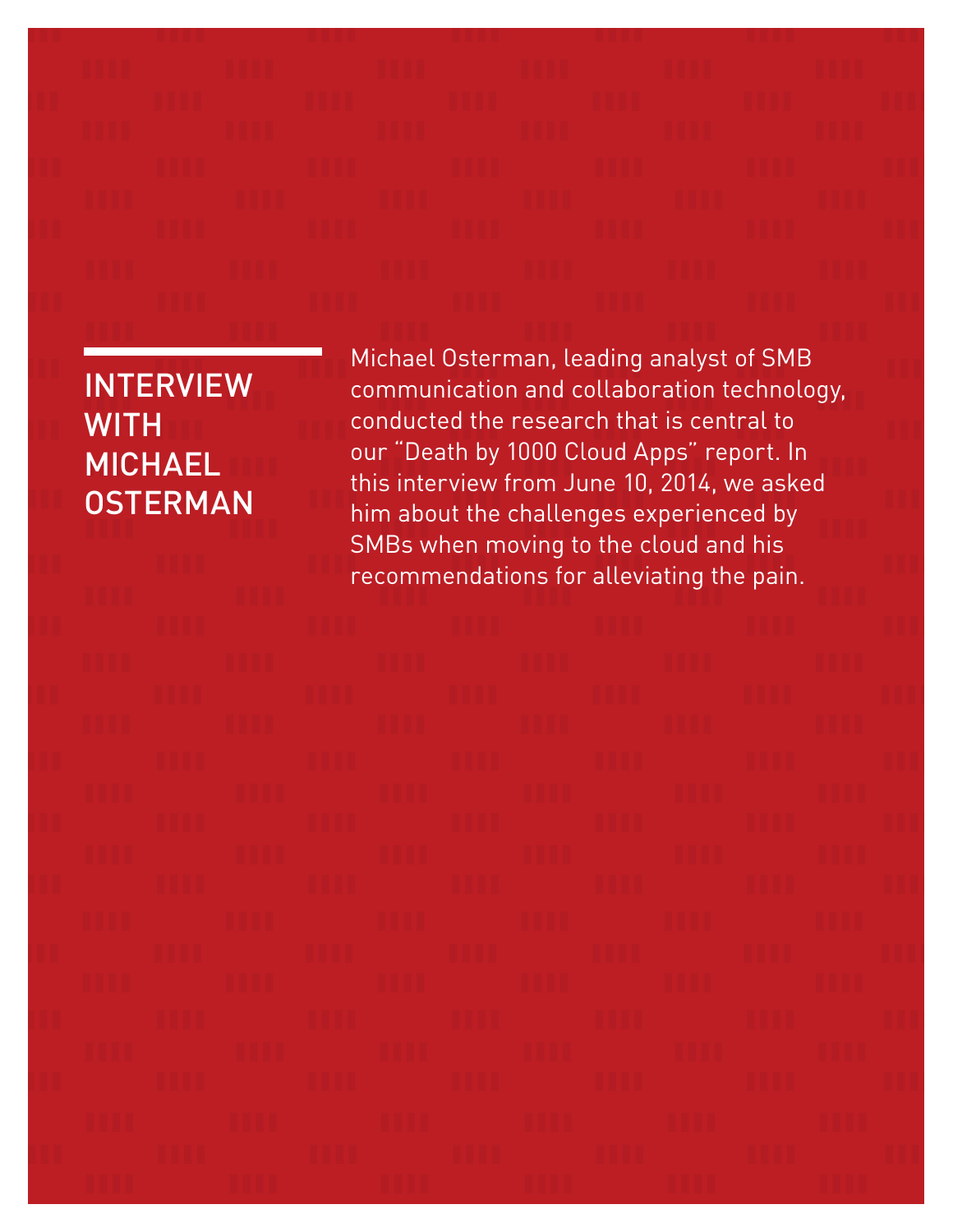# INTERVIEW WITH MICHAEL OSTERMAN

Michael Osterman, leading analyst of SMB communication and collaboration technology, conducted the research that is central to our "Death by 1000 Cloud Apps" report. In this interview from June 10, 2014, we asked him about the challenges experienced by SMBs when moving to the cloud and his recommendations for alleviating the pain.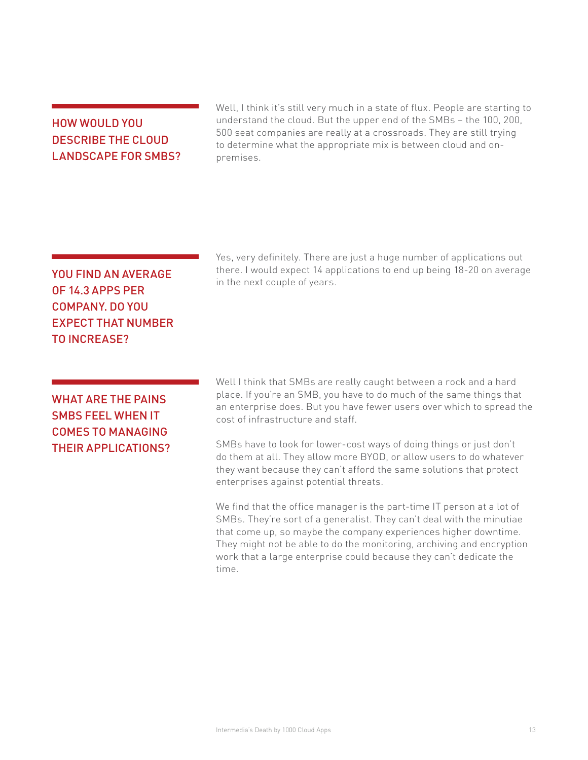## HOW WOULD YOU DESCRIBE THE CLOUD LANDSCAPE FOR SMBS?

Well, I think it's still very much in a state of flux. People are starting to understand the cloud. But the upper end of the SMBs – the 100, 200, 500 seat companies are really at a crossroads. They are still trying to determine what the appropriate mix is between cloud and on-premises.

## YOU FIND AN AVERAGE OF 14.3 APPS PER COMPANY. DO YOU EXPECT THAT NUMBER TO INCREASE?

Yes, very definitely. There are just a huge number of applications out there. I would expect 14 applications to end up being 18-20 on average in the next couple of years.

## WHAT ARE THE PAINS SMBS FEEL WHEN IT COMES TO MANAGING THEIR APPLICATIONS?

Well I think that SMBs are really caught between a rock and a hard place. If you're an SMB, you have to do much of the same things that an enterprise does. But you have fewer users over which to spread the cost of infrastructure and staff.

SMBs have to look for lower-cost ways of doing things or just don't do them at all. They allow more BYOD, or allow users to do whatever they want because they can't afford the same solutions that protect enterprises against potential threats.

We find that the office manager is the part-time IT person at a lot of SMBs. They're sort of a generalist. They can't deal with the minutiae that come up, so maybe the company experiences higher downtime. They might not be able to do the monitoring, archiving and encryption work that a large enterprise could because they can't dedicate the time.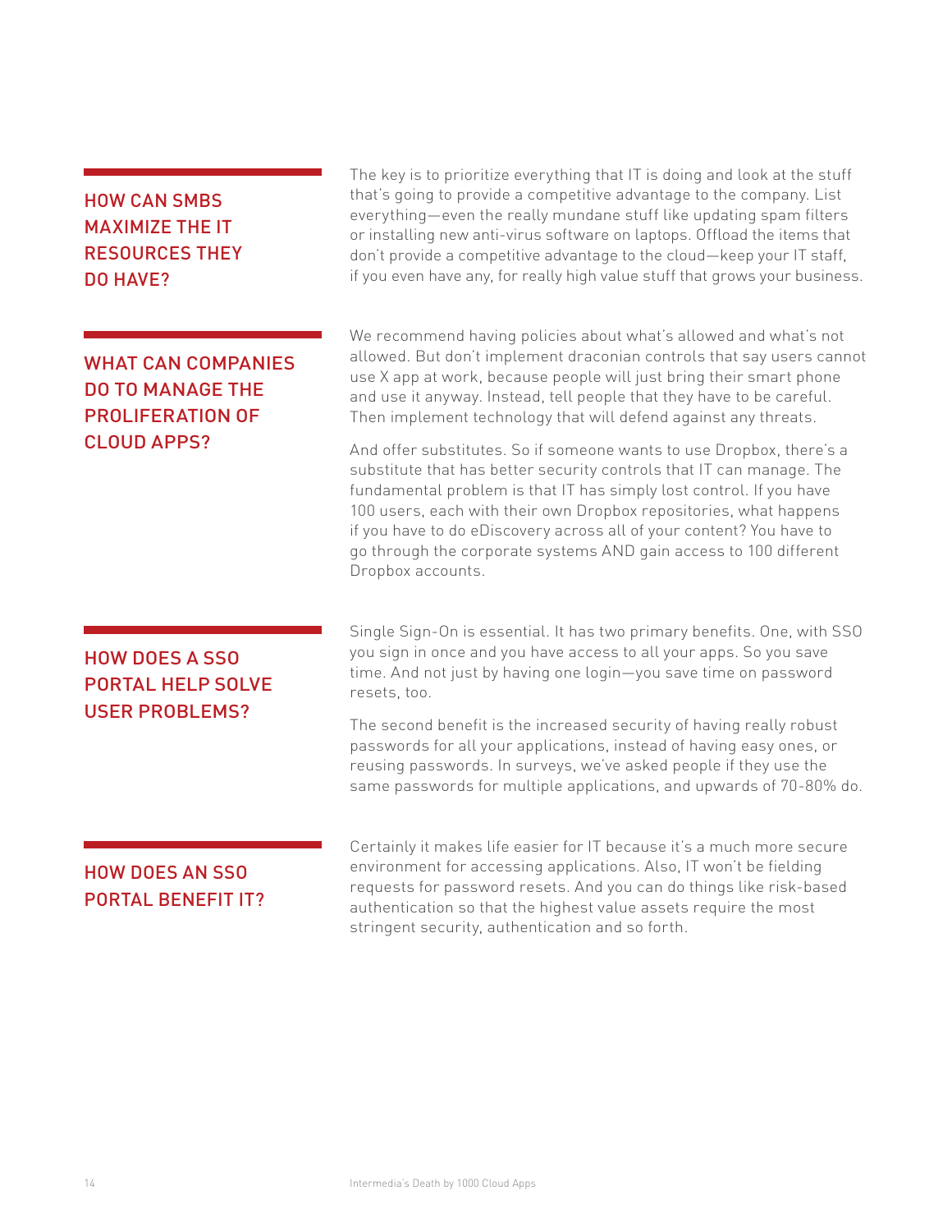## HOW CAN SMBS MAXIMIZE THE IT RESOURCES THEY DO HAVE?

The key is to prioritize everything that IT is doing and look at the stuff that's going to provide a competitive advantage to the company. List everything—even the really mundane stuff like updating spam filters or installing new anti-virus software on laptops. Offload the items that don't provide a competitive advantage to the cloud—keep your IT staff, if you even have any, for really high value stuff that grows your business.

## WHAT CAN COMPANIES DO TO MANAGE THE PROLIFERATION OF CLOUD APPS?

We recommend having policies about what's allowed and what's not allowed. But don't implement draconian controls that say users cannot use X app at work, because people will just bring their smart phone and use it anyway. Instead, tell people that they have to be careful. Then implement technology that will defend against any threats.

And offer substitutes. So if someone wants to use Dropbox, there's a substitute that has better security controls that IT can manage. The fundamental problem is that IT has simply lost control. If you have 100 users, each with their own Dropbox repositories, what happens if you have to do eDiscovery across all of your content? You have to go through the corporate systems AND gain access to 100 different Dropbox accounts.

## HOW DOES A SSO PORTAL HELP SOLVE USER PROBLEMS?

Single Sign-On is essential. It has two primary benefits. One, with SSO you sign in once and you have access to all your apps. So you save time. And not just by having one login—you save time on password resets, too.

The second benefit is the increased security of having really robust passwords for all your applications, instead of having easy ones, or reusing passwords. In surveys, we've asked people if they use the same passwords for multiple applications, and upwards of 70-80% do.

## HOW DOES AN SSO PORTAL BENEFIT IT?

Certainly it makes life easier for IT because it's a much more secure environment for accessing applications. Also, IT won't be fielding requests for password resets. And you can do things like risk-based authentication so that the highest value assets require the most stringent security, authentication and so forth.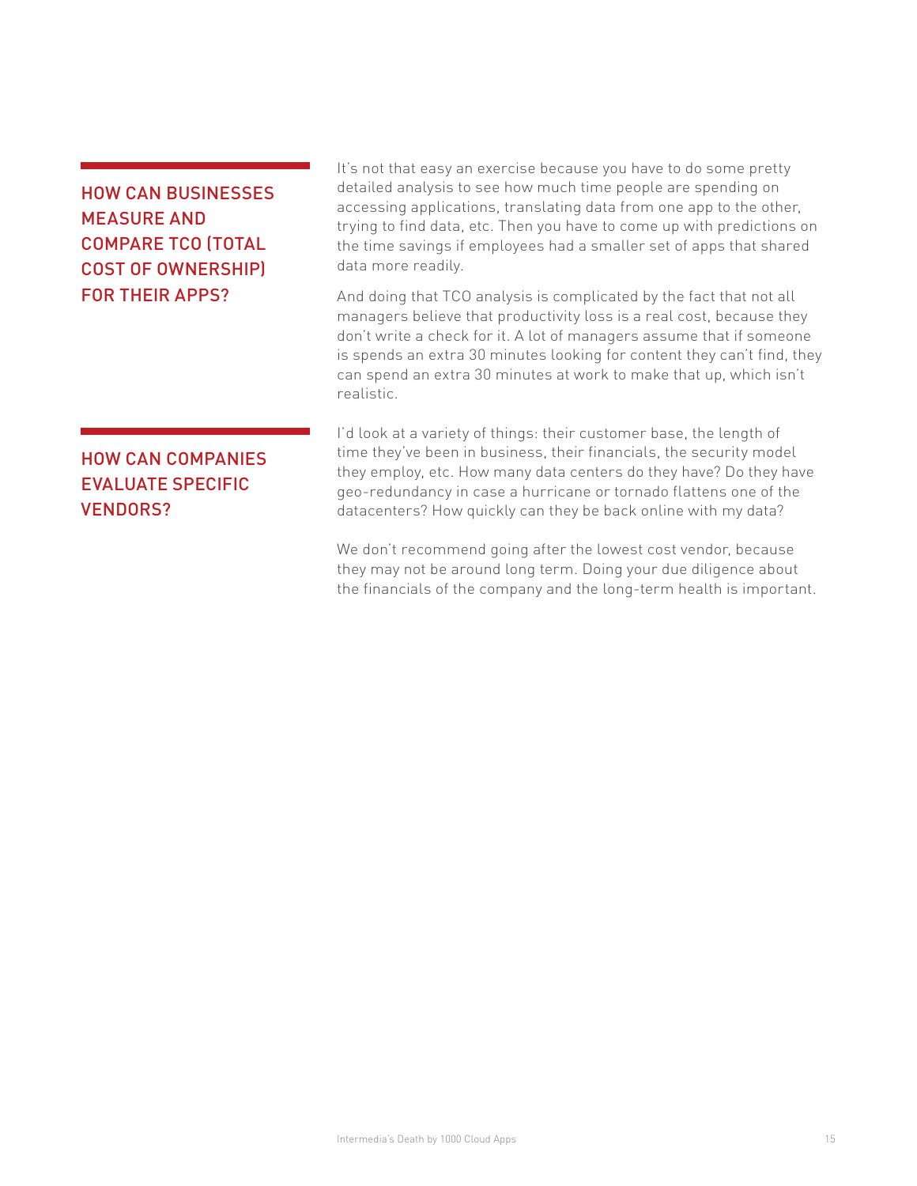## HOW CAN BUSINESSES MEASURE AND COMPARE TCO (TOTAL COST OF OWNERSHIP) FOR THEIR APPS?

It's not that easy an exercise because you have to do some pretty detailed analysis to see how much time people are spending on accessing applications, translating data from one app to the other, trying to find data, etc. Then you have to come up with predictions on the time savings if employees had a smaller set of apps that shared data more readily.

And doing that TCO analysis is complicated by the fact that not all managers believe that productivity loss is a real cost, because they don't write a check for it. A lot of managers assume that if someone is spends an extra 30 minutes looking for content they can't find, they can spend an extra 30 minutes at work to make that up, which isn't realistic.

## HOW CAN COMPANIES EVALUATE SPECIFIC VENDORS?

I'd look at a variety of things: their customer base, the length of time they've been in business, their financials, the security model they employ, etc. How many data centers do they have? Do they have geo-redundancy in case a hurricane or tornado flattens one of the datacenters? How quickly can they be back online with my data?

We don't recommend going after the lowest cost vendor, because they may not be around long term. Doing your due diligence about the financials of the company and the long-term health is important.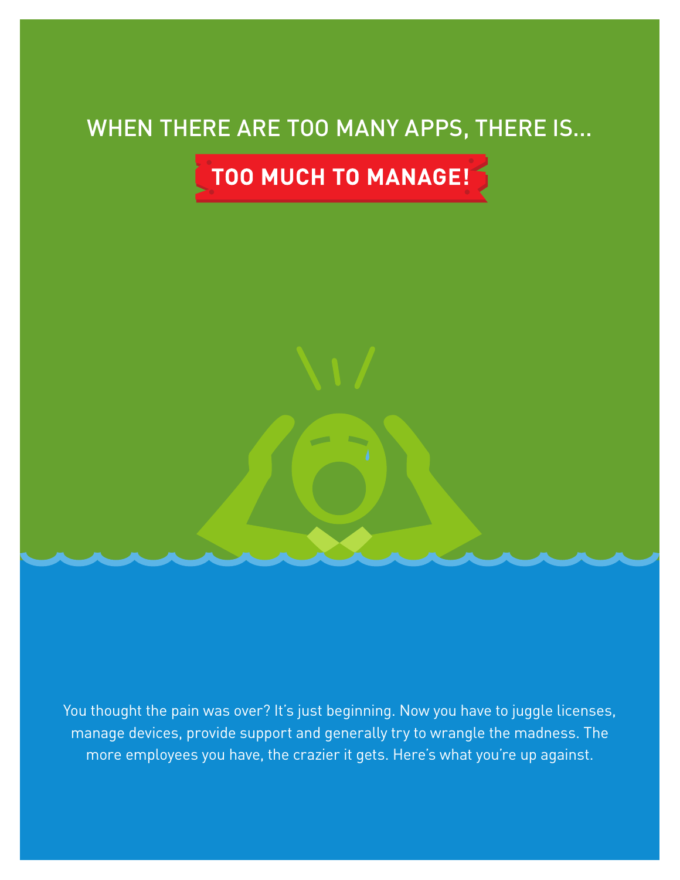## WHEN THERE ARE TOO MANY APPS, THERE IS...

# TOO MUCH TO MANAGE!

You thought the pain was over? It's just beginning. Now you have to juggle licenses, manage devices, provide support and generally try to wrangle the madness. The more employees you have, the crazier it gets. Here's what you're up against.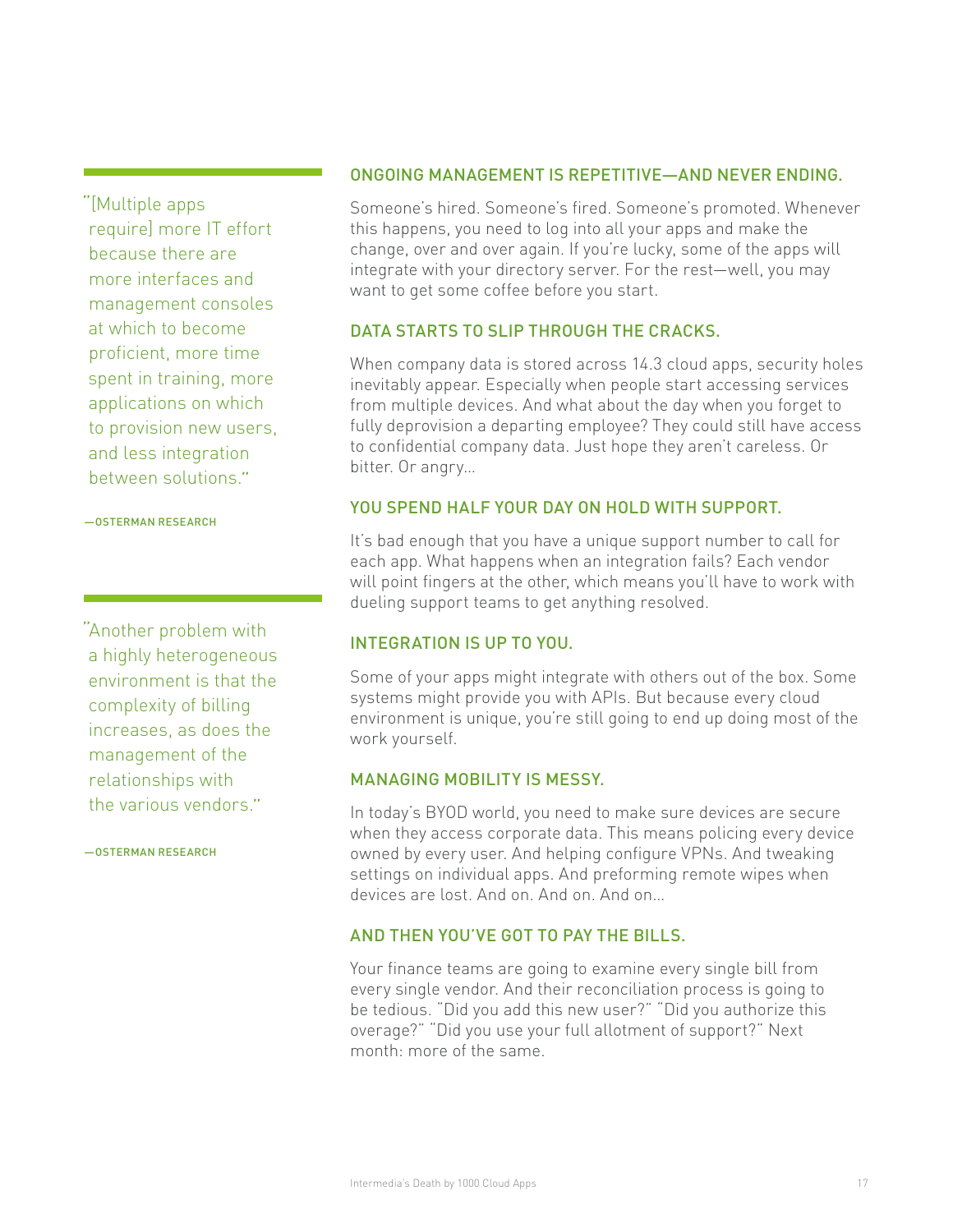> "[Multiple apps require] more IT effort because there are more interfaces and management consoles at which to become proficient, more time spent in training, more applications on which to provision new users, and less integration between solutions."
>
> —OSTERMAN RESEARCH

> "Another problem with a highly heterogeneous environment is that the complexity of billing increases, as does the management of the relationships with the various vendors."
>
> —OSTERMAN RESEARCH

### ONGOING MANAGEMENT IS REPETITIVE—AND NEVER ENDING.

Someone's hired. Someone's fired. Someone's promoted. Whenever this happens, you need to log into all your apps and make the change, over and over again. If you're lucky, some of the apps will integrate with your directory server. For the rest—well, you may want to get some coffee before you start.

### DATA STARTS TO SLIP THROUGH THE CRACKS.

When company data is stored across 14.3 cloud apps, security holes inevitably appear. Especially when people start accessing services from multiple devices. And what about the day when you forget to fully deprovision a departing employee? They could still have access to confidential company data. Just hope they aren't careless. Or bitter. Or angry…

### YOU SPEND HALF YOUR DAY ON HOLD WITH SUPPORT.

It's bad enough that you have a unique support number to call for each app. What happens when an integration fails? Each vendor will point fingers at the other, which means you'll have to work with dueling support teams to get anything resolved.

### INTEGRATION IS UP TO YOU.

Some of your apps might integrate with others out of the box. Some systems might provide you with APIs. But because every cloud environment is unique, you're still going to end up doing most of the work yourself.

### MANAGING MOBILITY IS MESSY.

In today's BYOD world, you need to make sure devices are secure when they access corporate data. This means policing every device owned by every user. And helping configure VPNs. And tweaking settings on individual apps. And preforming remote wipes when devices are lost. And on. And on. And on…

### AND THEN YOU'VE GOT TO PAY THE BILLS.

Your finance teams are going to examine every single bill from every single vendor. And their reconciliation process is going to be tedious. "Did you add this new user?" "Did you authorize this overage?" "Did you use your full allotment of support?" Next month: more of the same.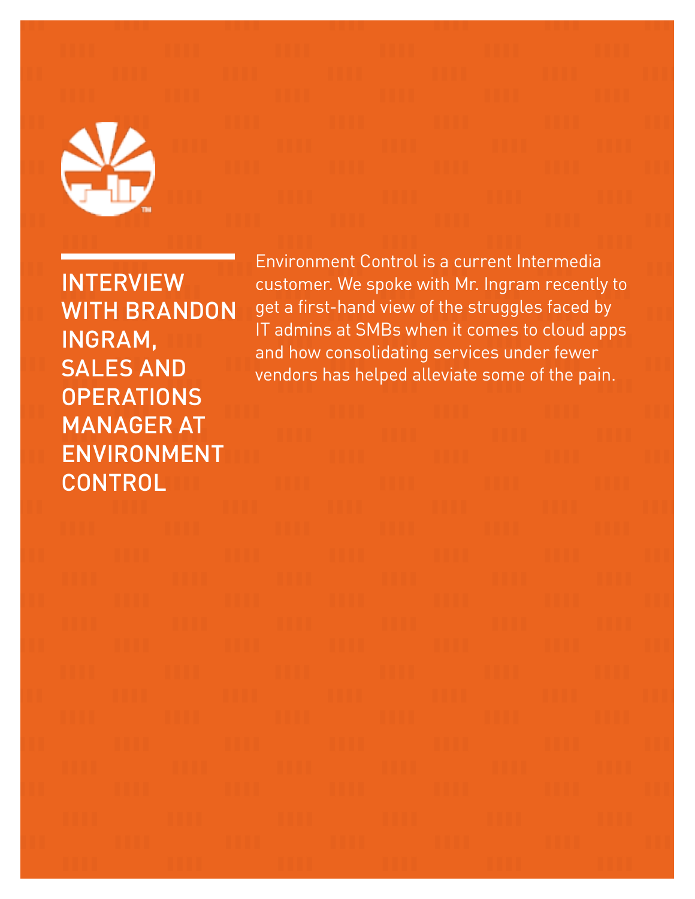# INTERVIEW WITH BRANDON INGRAM, SALES AND OPERATIONS MANAGER AT ENVIRONMENT CONTROL

Environment Control is a current Intermedia customer. We spoke with Mr. Ingram recently to get a first-hand view of the struggles faced by IT admins at SMBs when it comes to cloud apps and how consolidating services under fewer vendors has helped alleviate some of the pain.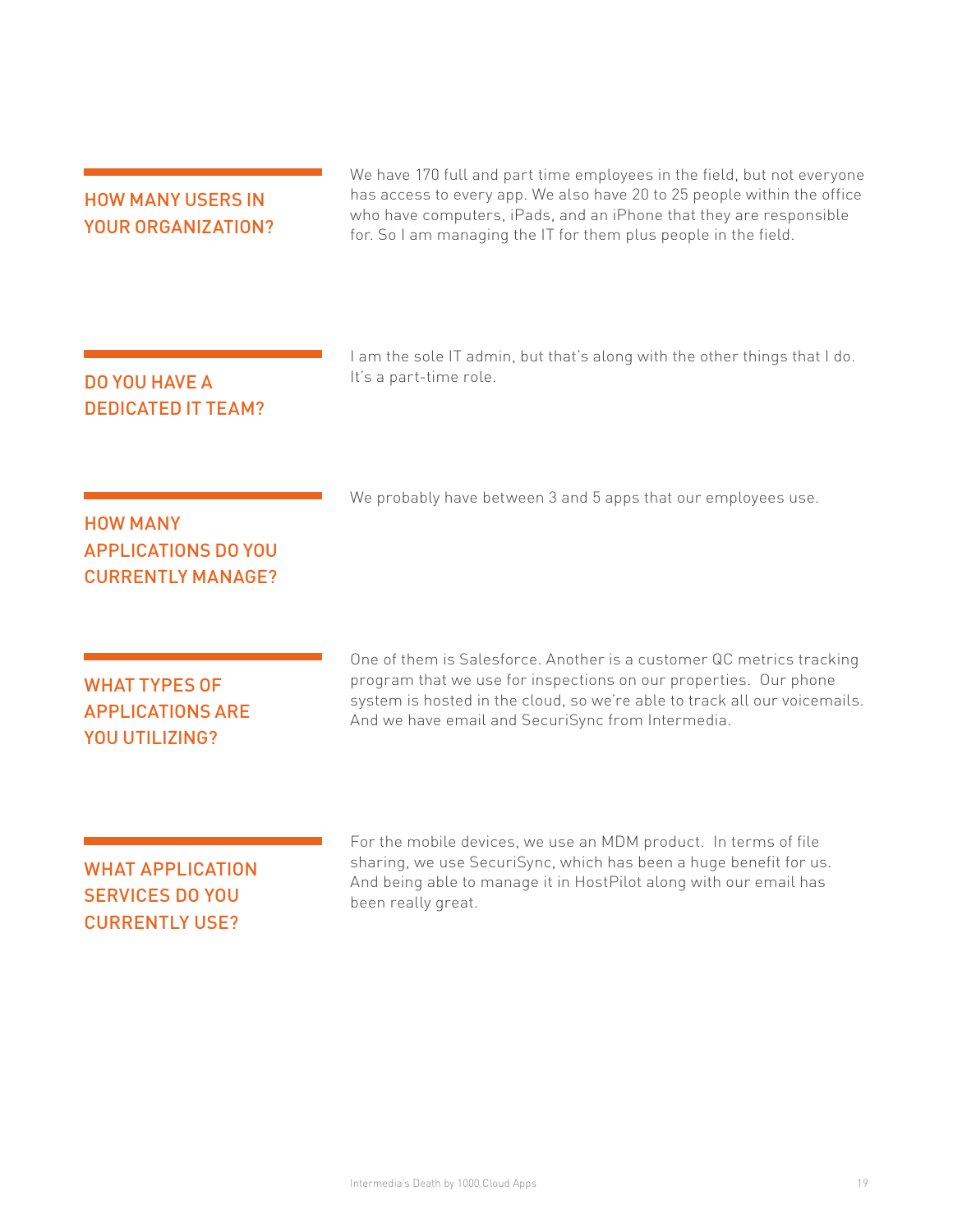## HOW MANY USERS IN YOUR ORGANIZATION?

We have 170 full and part time employees in the field, but not everyone has access to every app. We also have 20 to 25 people within the office who have computers, iPads, and an iPhone that they are responsible for. So I am managing the IT for them plus people in the field.

## DO YOU HAVE A DEDICATED IT TEAM?

I am the sole IT admin, but that's along with the other things that I do. It's a part-time role.

## HOW MANY APPLICATIONS DO YOU CURRENTLY MANAGE?

We probably have between 3 and 5 apps that our employees use.

## WHAT TYPES OF APPLICATIONS ARE YOU UTILIZING?

One of them is Salesforce. Another is a customer QC metrics tracking program that we use for inspections on our properties. Our phone system is hosted in the cloud, so we're able to track all our voicemails. And we have email and SecuriSync from Intermedia.

## WHAT APPLICATION SERVICES DO YOU CURRENTLY USE?

For the mobile devices, we use an MDM product. In terms of file sharing, we use SecuriSync, which has been a huge benefit for us. And being able to manage it in HostPilot along with our email has been really great.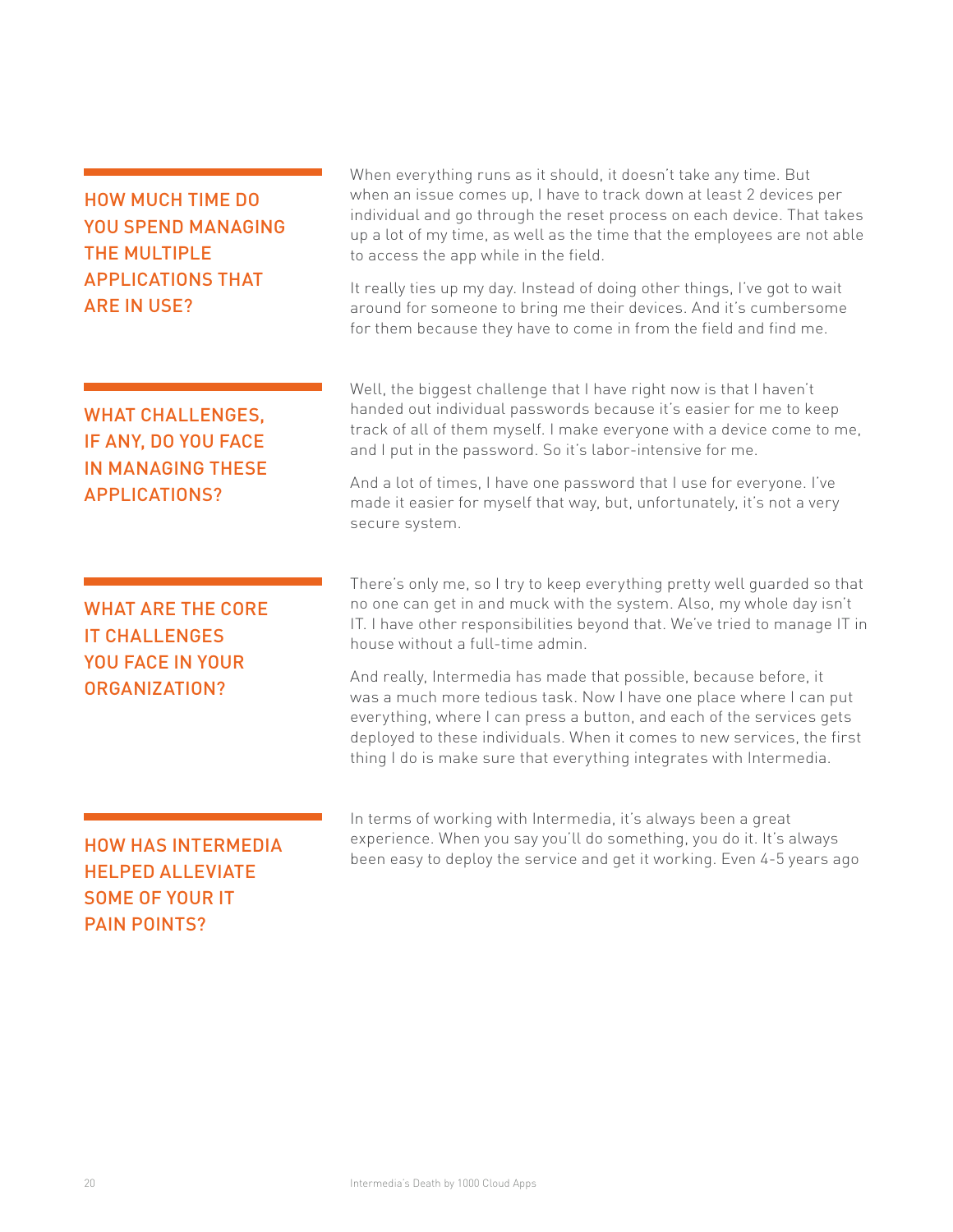### HOW MUCH TIME DO YOU SPEND MANAGING THE MULTIPLE APPLICATIONS THAT ARE IN USE?

When everything runs as it should, it doesn't take any time. But when an issue comes up, I have to track down at least 2 devices per individual and go through the reset process on each device. That takes up a lot of my time, as well as the time that the employees are not able to access the app while in the field.

It really ties up my day. Instead of doing other things, I've got to wait around for someone to bring me their devices. And it's cumbersome for them because they have to come in from the field and find me.

### WHAT CHALLENGES, IF ANY, DO YOU FACE IN MANAGING THESE APPLICATIONS?

Well, the biggest challenge that I have right now is that I haven't handed out individual passwords because it's easier for me to keep track of all of them myself. I make everyone with a device come to me, and I put in the password. So it's labor-intensive for me.

And a lot of times, I have one password that I use for everyone. I've made it easier for myself that way, but, unfortunately, it's not a very secure system.

### WHAT ARE THE CORE IT CHALLENGES YOU FACE IN YOUR ORGANIZATION?

There's only me, so I try to keep everything pretty well guarded so that no one can get in and muck with the system. Also, my whole day isn't IT. I have other responsibilities beyond that. We've tried to manage IT in house without a full-time admin.

And really, Intermedia has made that possible, because before, it was a much more tedious task. Now I have one place where I can put everything, where I can press a button, and each of the services gets deployed to these individuals. When it comes to new services, the first thing I do is make sure that everything integrates with Intermedia.

### HOW HAS INTERMEDIA HELPED ALLEVIATE SOME OF YOUR IT PAIN POINTS?

In terms of working with Intermedia, it's always been a great experience. When you say you'll do something, you do it. It's always been easy to deploy the service and get it working. Even 4-5 years ago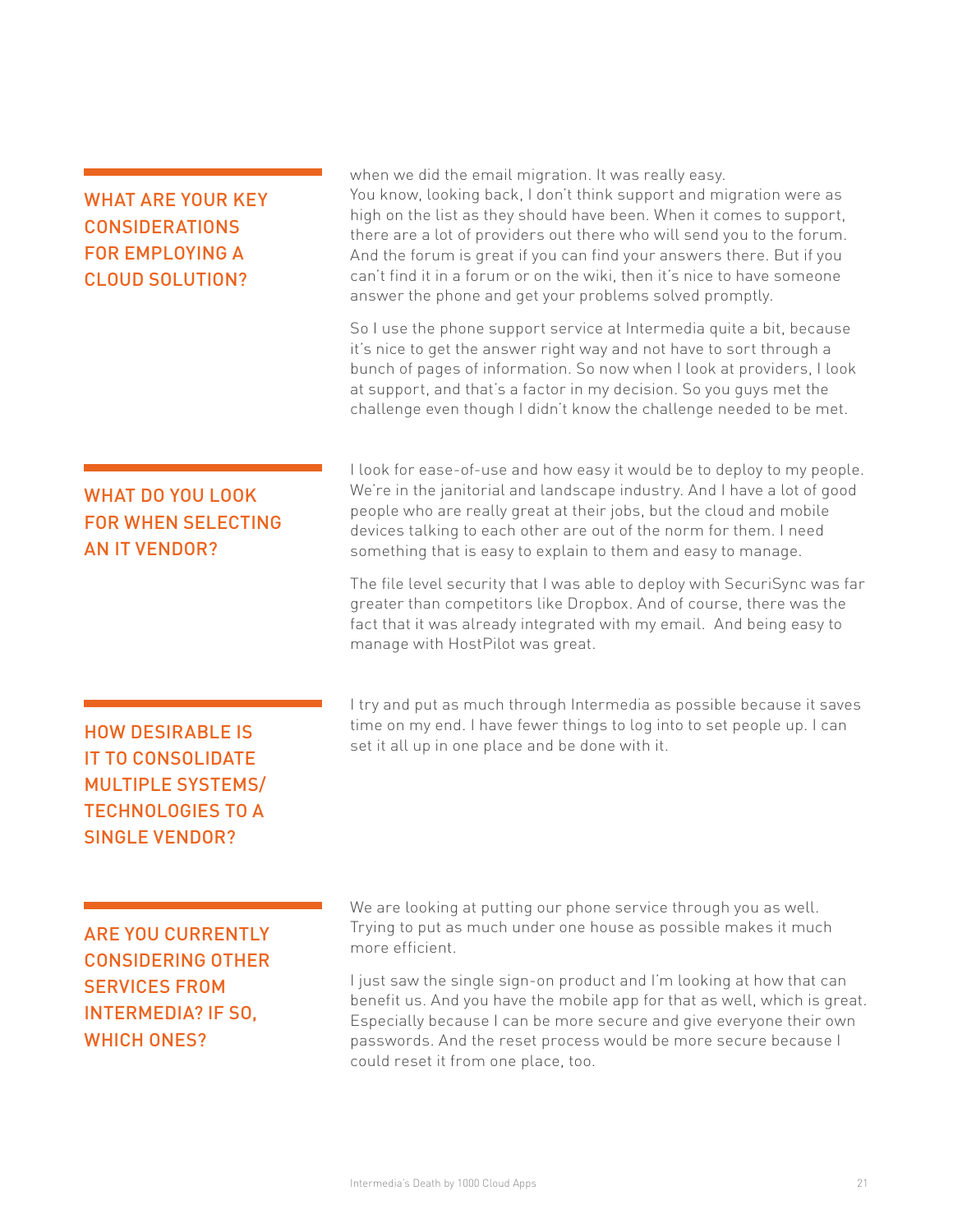## WHAT ARE YOUR KEY CONSIDERATIONS FOR EMPLOYING A CLOUD SOLUTION?

when we did the email migration. It was really easy.
You know, looking back, I don't think support and migration were as high on the list as they should have been. When it comes to support, there are a lot of providers out there who will send you to the forum. And the forum is great if you can find your answers there. But if you can't find it in a forum or on the wiki, then it's nice to have someone answer the phone and get your problems solved promptly.

So I use the phone support service at Intermedia quite a bit, because it's nice to get the answer right way and not have to sort through a bunch of pages of information. So now when I look at providers, I look at support, and that's a factor in my decision. So you guys met the challenge even though I didn't know the challenge needed to be met.

## WHAT DO YOU LOOK FOR WHEN SELECTING AN IT VENDOR?

I look for ease-of-use and how easy it would be to deploy to my people. We're in the janitorial and landscape industry. And I have a lot of good people who are really great at their jobs, but the cloud and mobile devices talking to each other are out of the norm for them. I need something that is easy to explain to them and easy to manage.

The file level security that I was able to deploy with SecuriSync was far greater than competitors like Dropbox. And of course, there was the fact that it was already integrated with my email. And being easy to manage with HostPilot was great.

## HOW DESIRABLE IS IT TO CONSOLIDATE MULTIPLE SYSTEMS/ TECHNOLOGIES TO A SINGLE VENDOR?

I try and put as much through Intermedia as possible because it saves time on my end. I have fewer things to log into to set people up. I can set it all up in one place and be done with it.

## ARE YOU CURRENTLY CONSIDERING OTHER SERVICES FROM INTERMEDIA? IF SO, WHICH ONES?

We are looking at putting our phone service through you as well. Trying to put as much under one house as possible makes it much more efficient.

I just saw the single sign-on product and I'm looking at how that can benefit us. And you have the mobile app for that as well, which is great. Especially because I can be more secure and give everyone their own passwords. And the reset process would be more secure because I could reset it from one place, too.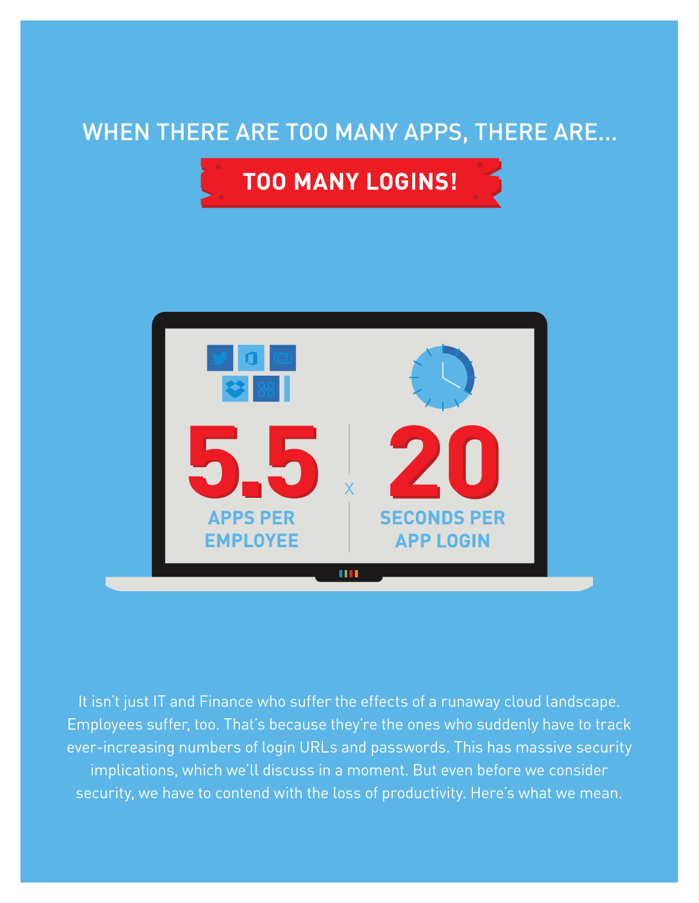## WHEN THERE ARE TOO MANY APPS, THERE ARE...

# TOO MANY LOGINS!

**5.5** APPS PER EMPLOYEE x **20** SECONDS PER APP LOGIN

It isn't just IT and Finance who suffer the effects of a runaway cloud landscape. Employees suffer, too. That's because they're the ones who suddenly have to track ever-increasing numbers of login URLs and passwords. This has massive security implications, which we'll discuss in a moment. But even before we consider security, we have to contend with the loss of productivity. Here's what we mean.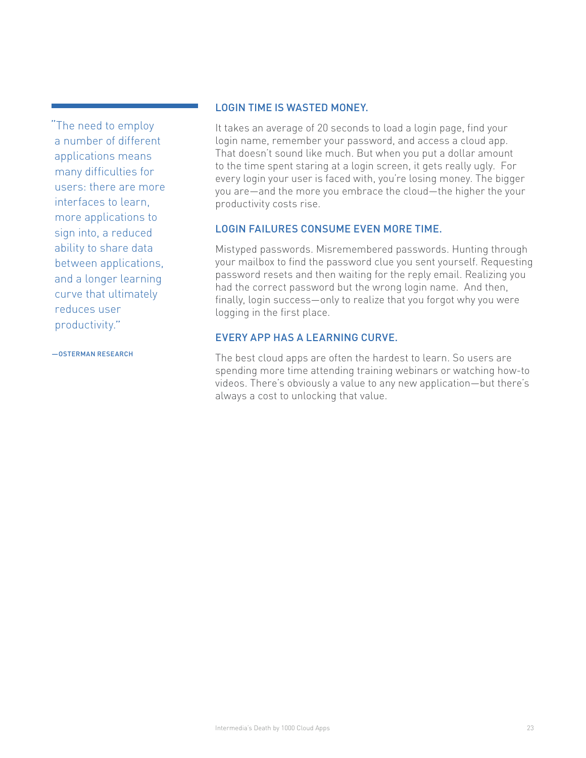> "The need to employ a number of different applications means many difficulties for users: there are more interfaces to learn, more applications to sign into, a reduced ability to share data between applications, and a longer learning curve that ultimately reduces user productivity."
>
> —OSTERMAN RESEARCH

## LOGIN TIME IS WASTED MONEY.

It takes an average of 20 seconds to load a login page, find your login name, remember your password, and access a cloud app. That doesn't sound like much. But when you put a dollar amount to the time spent staring at a login screen, it gets really ugly. For every login your user is faced with, you're losing money. The bigger you are—and the more you embrace the cloud—the higher the your productivity costs rise.

## LOGIN FAILURES CONSUME EVEN MORE TIME.

Mistyped passwords. Misremembered passwords. Hunting through your mailbox to find the password clue you sent yourself. Requesting password resets and then waiting for the reply email. Realizing you had the correct password but the wrong login name. And then, finally, login success—only to realize that you forgot why you were logging in the first place.

## EVERY APP HAS A LEARNING CURVE.

The best cloud apps are often the hardest to learn. So users are spending more time attending training webinars or watching how-to videos. There's obviously a value to any new application—but there's always a cost to unlocking that value.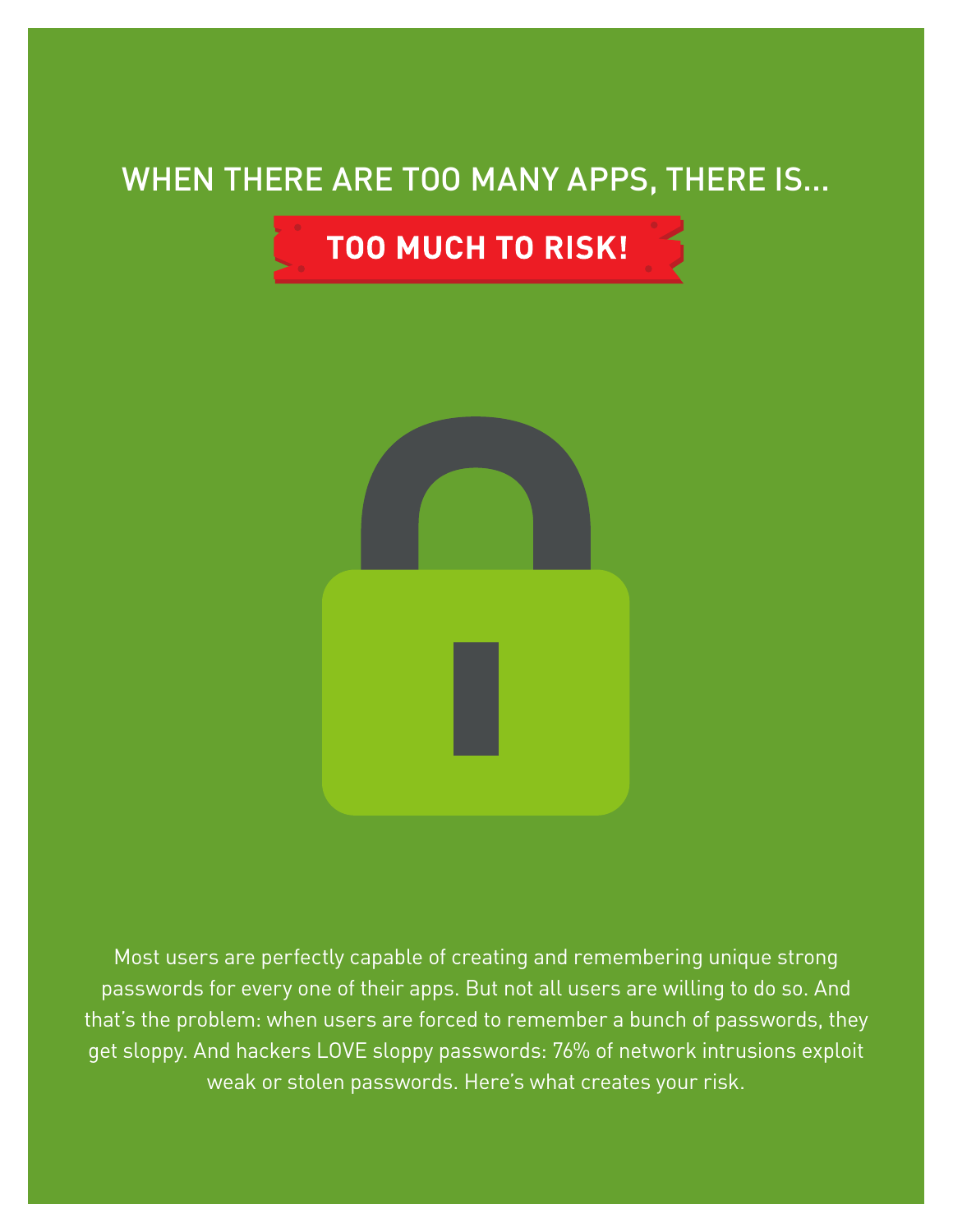# WHEN THERE ARE TOO MANY APPS, THERE IS...

## TOO MUCH TO RISK!

Most users are perfectly capable of creating and remembering unique strong passwords for every one of their apps. But not all users are willing to do so. And that's the problem: when users are forced to remember a bunch of passwords, they get sloppy. And hackers LOVE sloppy passwords: 76% of network intrusions exploit weak or stolen passwords. Here's what creates your risk.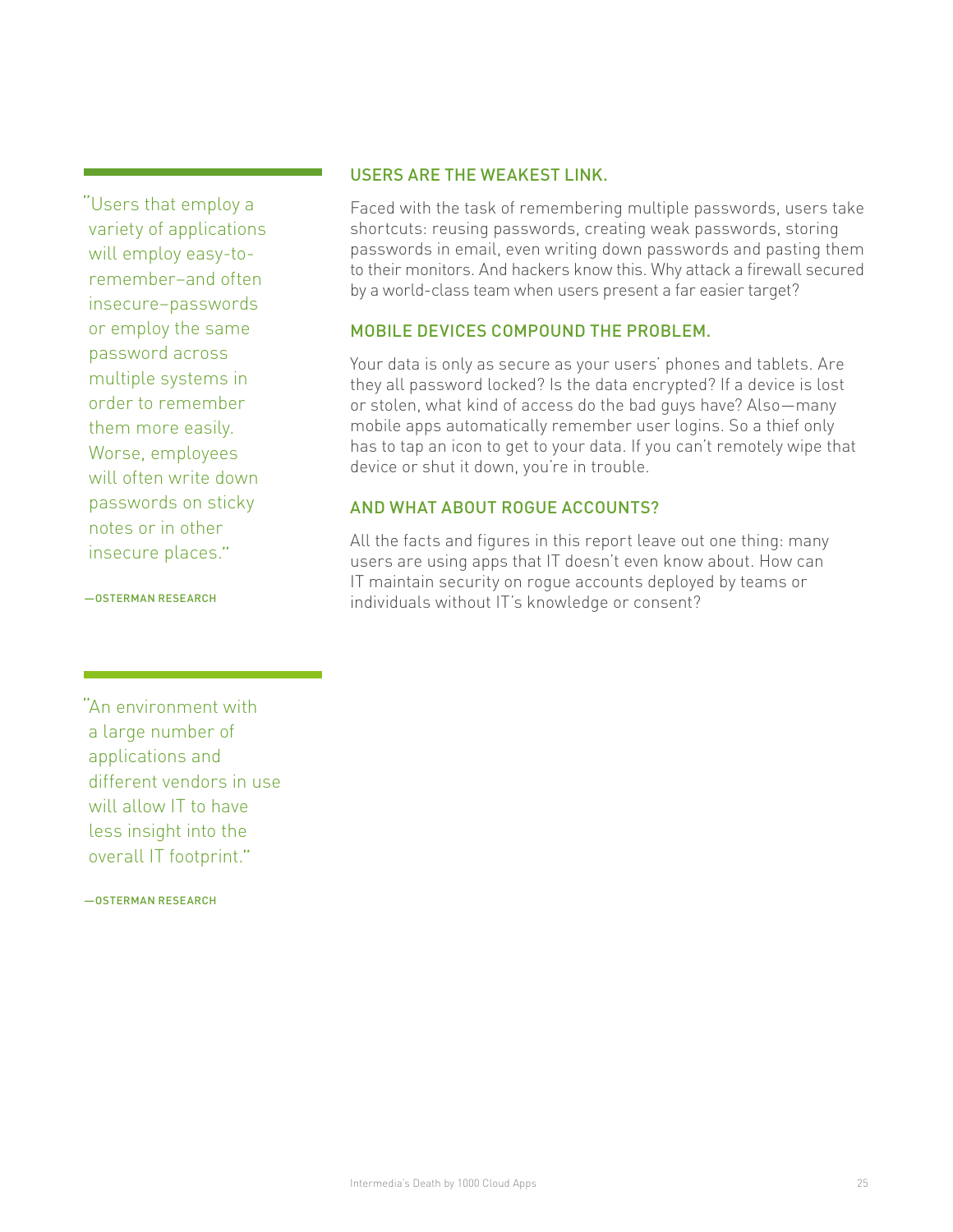> "Users that employ a variety of applications will employ easy-to-remember–and often insecure–passwords or employ the same password across multiple systems in order to remember them more easily. Worse, employees will often write down passwords on sticky notes or in other insecure places."
>
> —OSTERMAN RESEARCH

## USERS ARE THE WEAKEST LINK.

Faced with the task of remembering multiple passwords, users take shortcuts: reusing passwords, creating weak passwords, storing passwords in email, even writing down passwords and pasting them to their monitors. And hackers know this. Why attack a firewall secured by a world-class team when users present a far easier target?

## MOBILE DEVICES COMPOUND THE PROBLEM.

Your data is only as secure as your users' phones and tablets. Are they all password locked? Is the data encrypted? If a device is lost or stolen, what kind of access do the bad guys have? Also—many mobile apps automatically remember user logins. So a thief only has to tap an icon to get to your data. If you can't remotely wipe that device or shut it down, you're in trouble.

## AND WHAT ABOUT ROGUE ACCOUNTS?

All the facts and figures in this report leave out one thing: many users are using apps that IT doesn't even know about. How can IT maintain security on rogue accounts deployed by teams or individuals without IT's knowledge or consent?

> "An environment with a large number of applications and different vendors in use will allow IT to have less insight into the overall IT footprint."
>
> —OSTERMAN RESEARCH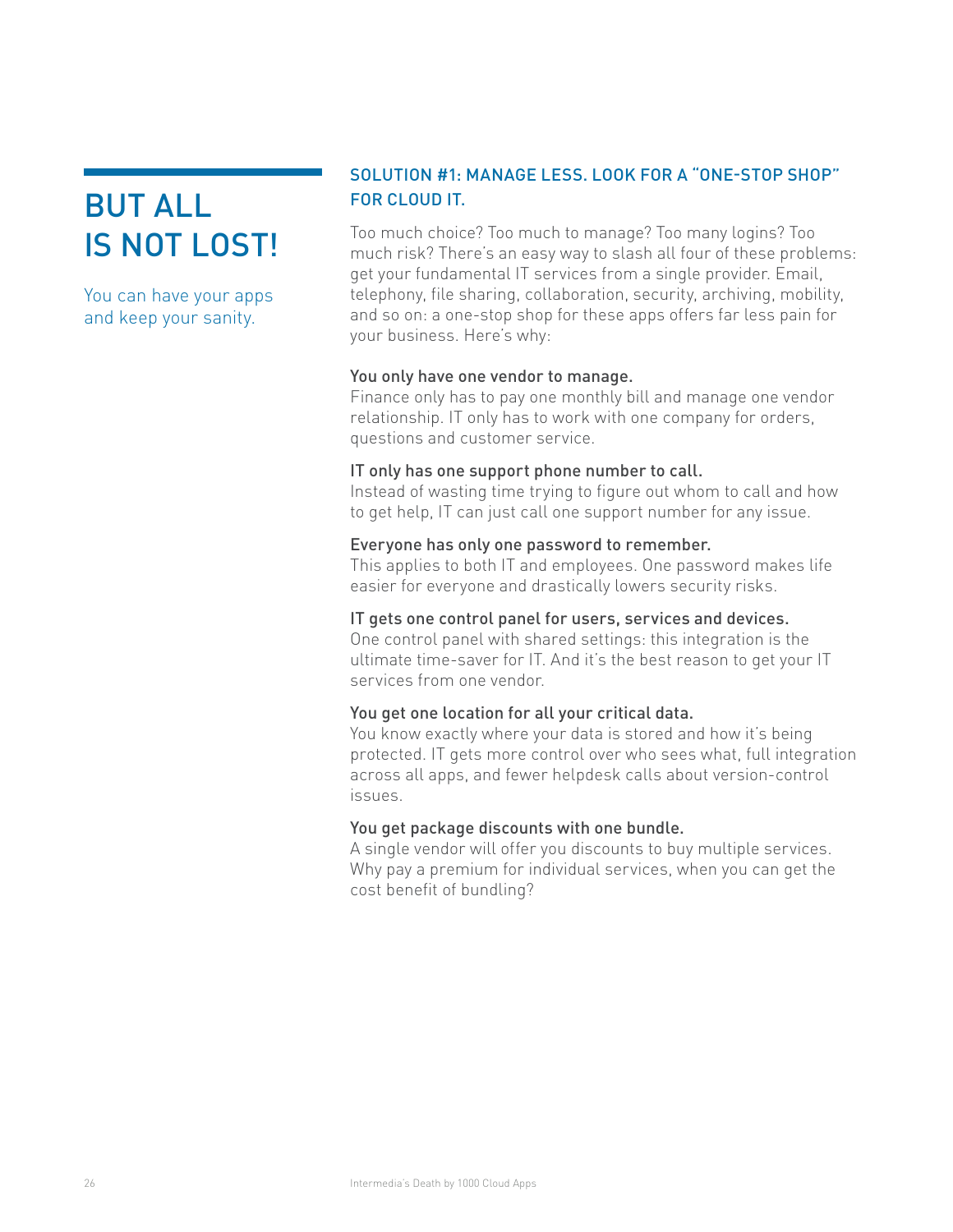# BUT ALL IS NOT LOST!

You can have your apps and keep your sanity.

## SOLUTION #1: MANAGE LESS. LOOK FOR A "ONE-STOP SHOP" FOR CLOUD IT.

Too much choice? Too much to manage? Too many logins? Too much risk? There's an easy way to slash all four of these problems: get your fundamental IT services from a single provider. Email, telephony, file sharing, collaboration, security, archiving, mobility, and so on: a one-stop shop for these apps offers far less pain for your business. Here's why:

**You only have one vendor to manage.**
Finance only has to pay one monthly bill and manage one vendor relationship. IT only has to work with one company for orders, questions and customer service.

**IT only has one support phone number to call.**
Instead of wasting time trying to figure out whom to call and how to get help, IT can just call one support number for any issue.

**Everyone has only one password to remember.**
This applies to both IT and employees. One password makes life easier for everyone and drastically lowers security risks.

**IT gets one control panel for users, services and devices.**
One control panel with shared settings: this integration is the ultimate time-saver for IT. And it's the best reason to get your IT services from one vendor.

**You get one location for all your critical data.**
You know exactly where your data is stored and how it's being protected. IT gets more control over who sees what, full integration across all apps, and fewer helpdesk calls about version-control issues.

**You get package discounts with one bundle.**
A single vendor will offer you discounts to buy multiple services. Why pay a premium for individual services, when you can get the cost benefit of bundling?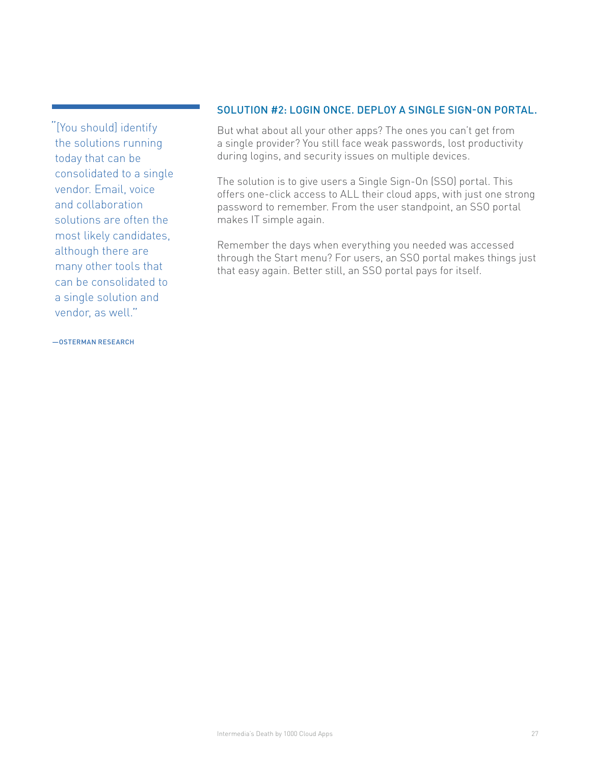> "[You should] identify the solutions running today that can be consolidated to a single vendor. Email, voice and collaboration solutions are often the most likely candidates, although there are many other tools that can be consolidated to a single solution and vendor, as well."
>
> —OSTERMAN RESEARCH

## SOLUTION #2: LOGIN ONCE. DEPLOY A SINGLE SIGN-ON PORTAL.

But what about all your other apps? The ones you can't get from a single provider? You still face weak passwords, lost productivity during logins, and security issues on multiple devices.

The solution is to give users a Single Sign-On (SSO) portal. This offers one-click access to ALL their cloud apps, with just one strong password to remember. From the user standpoint, an SSO portal makes IT simple again.

Remember the days when everything you needed was accessed through the Start menu? For users, an SSO portal makes things just that easy again. Better still, an SSO portal pays for itself.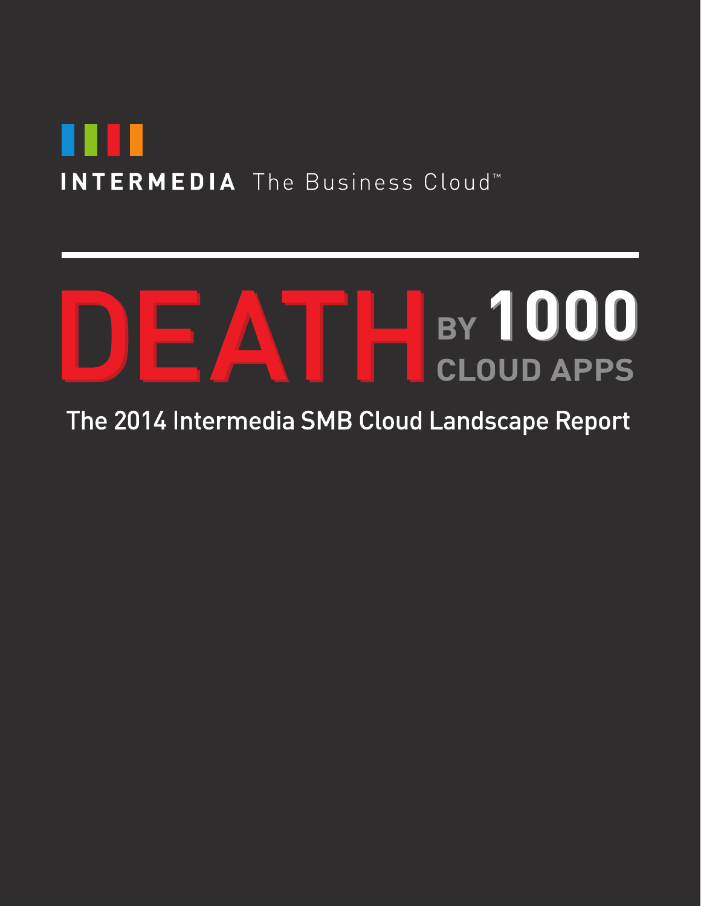INTERMEDIA The Business Cloud™

# DEATH BY 1000 CLOUD APPS

## The 2014 Intermedia SMB Cloud Landscape Report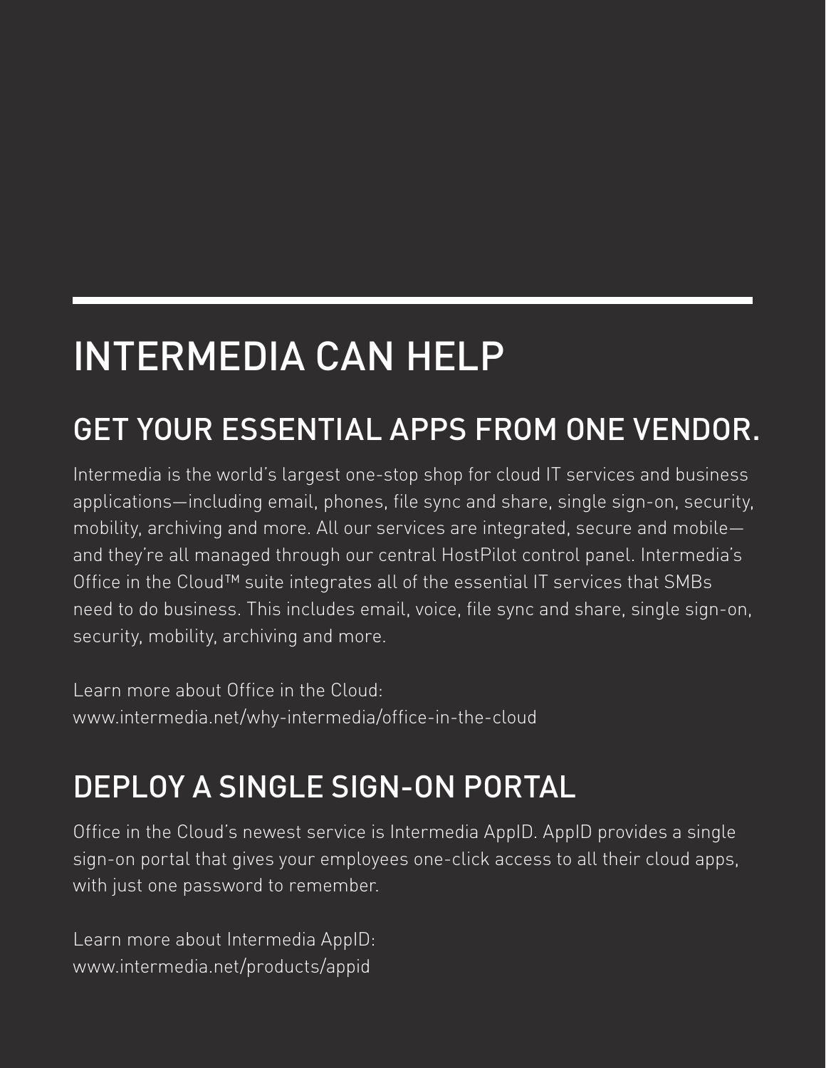# INTERMEDIA CAN HELP

## GET YOUR ESSENTIAL APPS FROM ONE VENDOR.

Intermedia is the world's largest one-stop shop for cloud IT services and business applications—including email, phones, file sync and share, single sign-on, security, mobility, archiving and more. All our services are integrated, secure and mobile—and they're all managed through our central HostPilot control panel. Intermedia's Office in the Cloud™ suite integrates all of the essential IT services that SMBs need to do business. This includes email, voice, file sync and share, single sign-on, security, mobility, archiving and more.

Learn more about Office in the Cloud:
www.intermedia.net/why-intermedia/office-in-the-cloud

## DEPLOY A SINGLE SIGN-ON PORTAL

Office in the Cloud's newest service is Intermedia AppID. AppID provides a single sign-on portal that gives your employees one-click access to all their cloud apps, with just one password to remember.

Learn more about Intermedia AppID:
www.intermedia.net/products/appid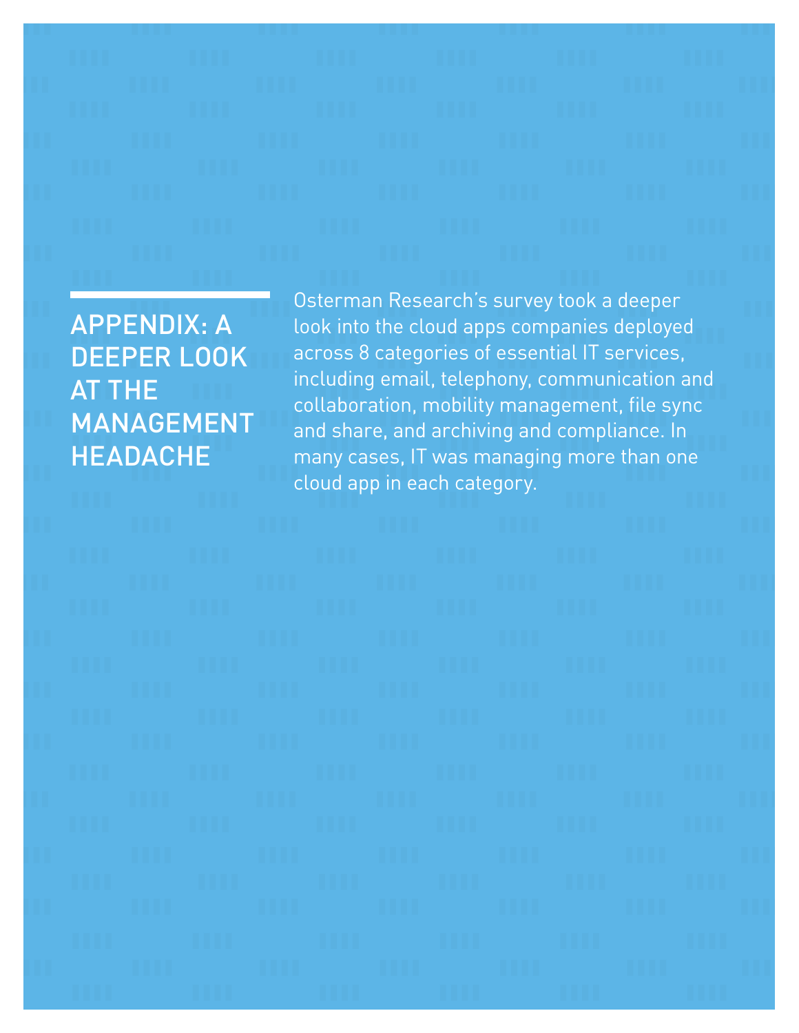# APPENDIX: A DEEPER LOOK AT THE MANAGEMENT HEADACHE

Osterman Research's survey took a deeper look into the cloud apps companies deployed across 8 categories of essential IT services, including email, telephony, communication and collaboration, mobility management, file sync and share, and archiving and compliance. In many cases, IT was managing more than one cloud app in each category.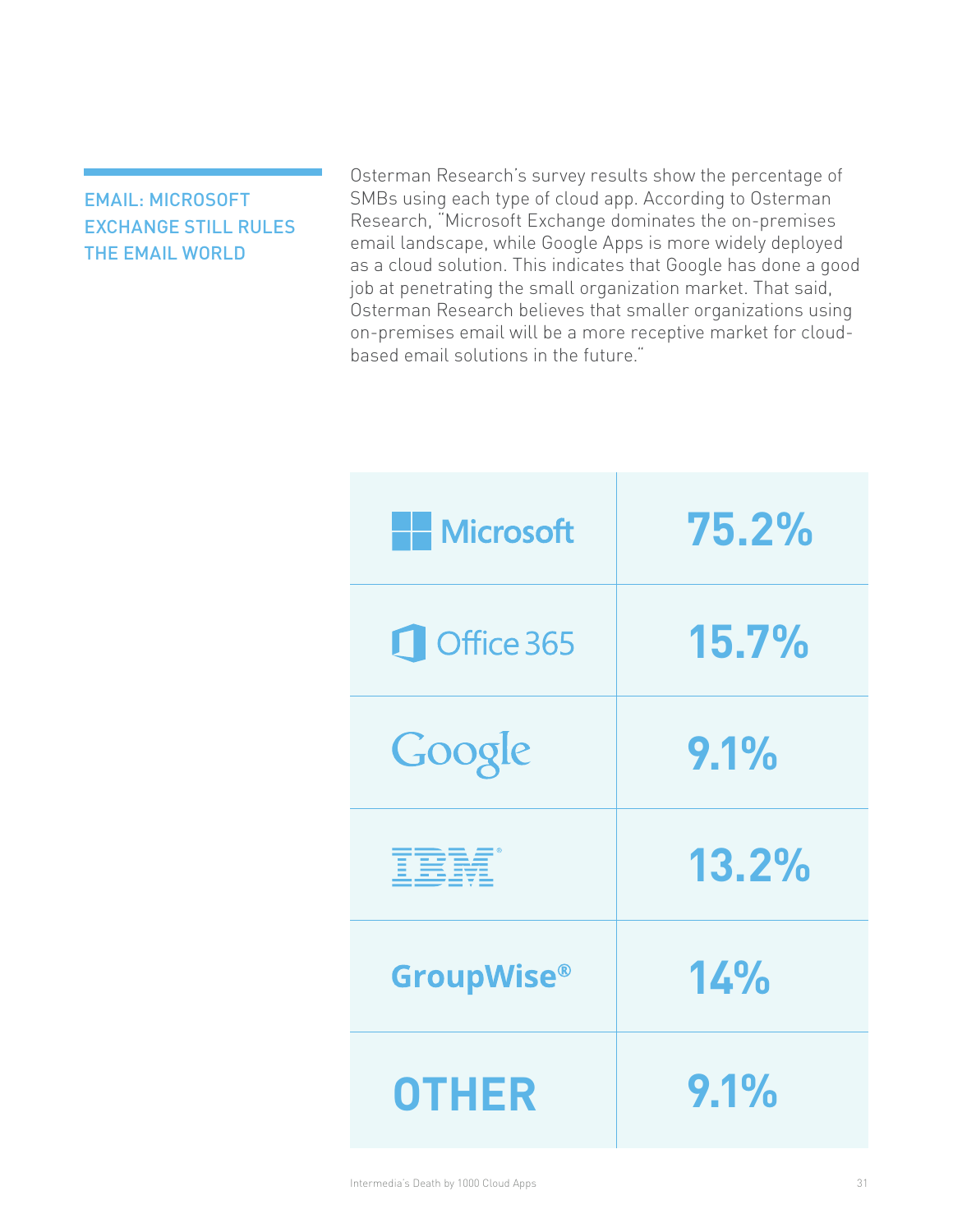## EMAIL: MICROSOFT EXCHANGE STILL RULES THE EMAIL WORLD

Osterman Research's survey results show the percentage of SMBs using each type of cloud app. According to Osterman Research, "Microsoft Exchange dominates the on-premises email landscape, while Google Apps is more widely deployed as a cloud solution. This indicates that Google has done a good job at penetrating the small organization market. That said, Osterman Research believes that smaller organizations using on-premises email will be a more receptive market for cloud-based email solutions in the future."

| Provider | Percentage |
|---|---|
| Microsoft | 75.2% |
| Office 365 | 15.7% |
| Google | 9.1% |
| IBM | 13.2% |
| GroupWise® | 14% |
| OTHER | 9.1% |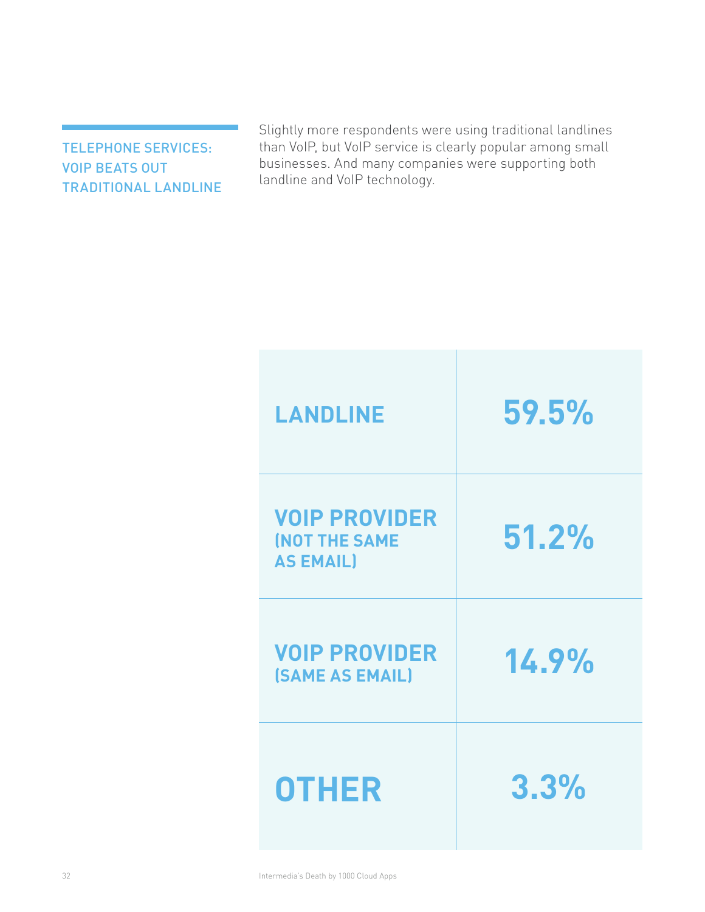## TELEPHONE SERVICES: VOIP BEATS OUT TRADITIONAL LANDLINE

Slightly more respondents were using traditional landlines than VoIP, but VoIP service is clearly popular among small businesses. And many companies were supporting both landline and VoIP technology.

| | |
|---|---|
| **LANDLINE** | **59.5%** |
| **VOIP PROVIDER (NOT THE SAME AS EMAIL)** | **51.2%** |
| **VOIP PROVIDER (SAME AS EMAIL)** | **14.9%** |
| **OTHER** | **3.3%** |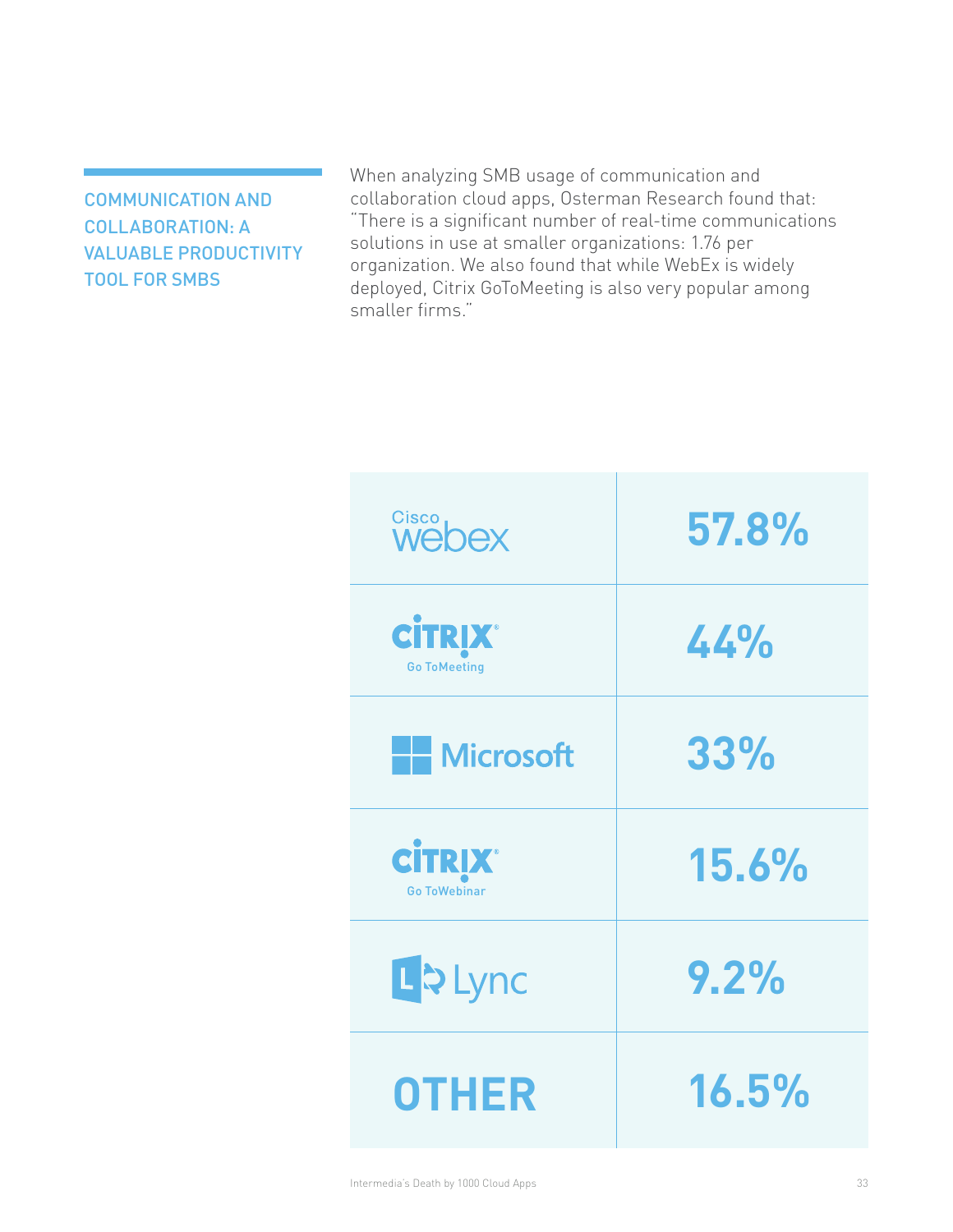## COMMUNICATION AND COLLABORATION: A VALUABLE PRODUCTIVITY TOOL FOR SMBS

When analyzing SMB usage of communication and collaboration cloud apps, Osterman Research found that: "There is a significant number of real-time communications solutions in use at smaller organizations: 1.76 per organization. We also found that while WebEx is widely deployed, Citrix GoToMeeting is also very popular among smaller firms."

| Application | Usage |
|---|---|
| Cisco webex | 57.8% |
| Citrix GoToMeeting | 44% |
| Microsoft | 33% |
| Citrix GoToWebinar | 15.6% |
| Lync | 9.2% |
| OTHER | 16.5% |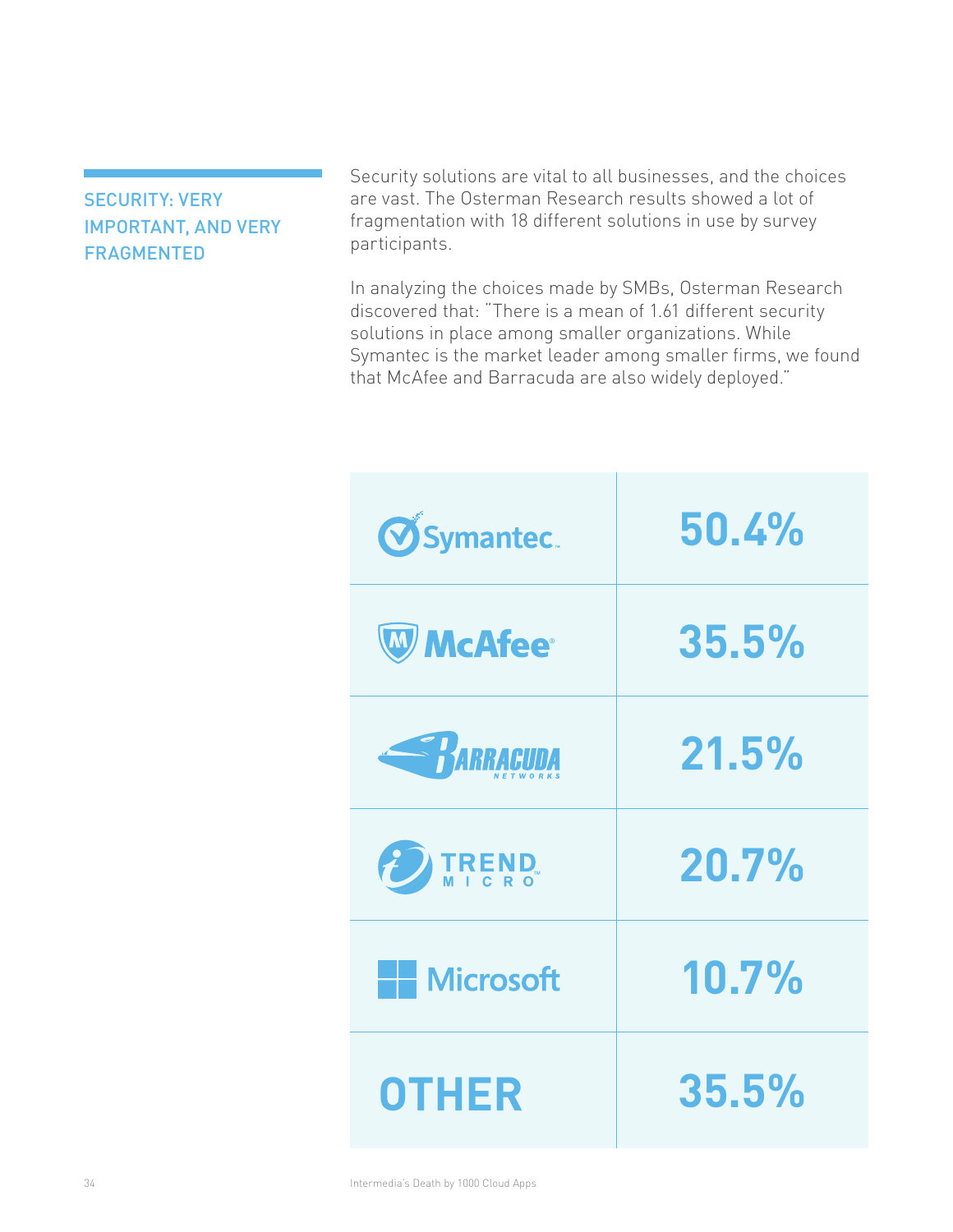## SECURITY: VERY IMPORTANT, AND VERY FRAGMENTED

Security solutions are vital to all businesses, and the choices are vast. The Osterman Research results showed a lot of fragmentation with 18 different solutions in use by survey participants.

In analyzing the choices made by SMBs, Osterman Research discovered that: "There is a mean of 1.61 different security solutions in place among smaller organizations. While Symantec is the market leader among smaller firms, we found that McAfee and Barracuda are also widely deployed."

| Vendor | Share |
|---|---|
| Symantec | 50.4% |
| McAfee | 35.5% |
| Barracuda Networks | 21.5% |
| Trend Micro | 20.7% |
| Microsoft | 10.7% |
| OTHER | 35.5% |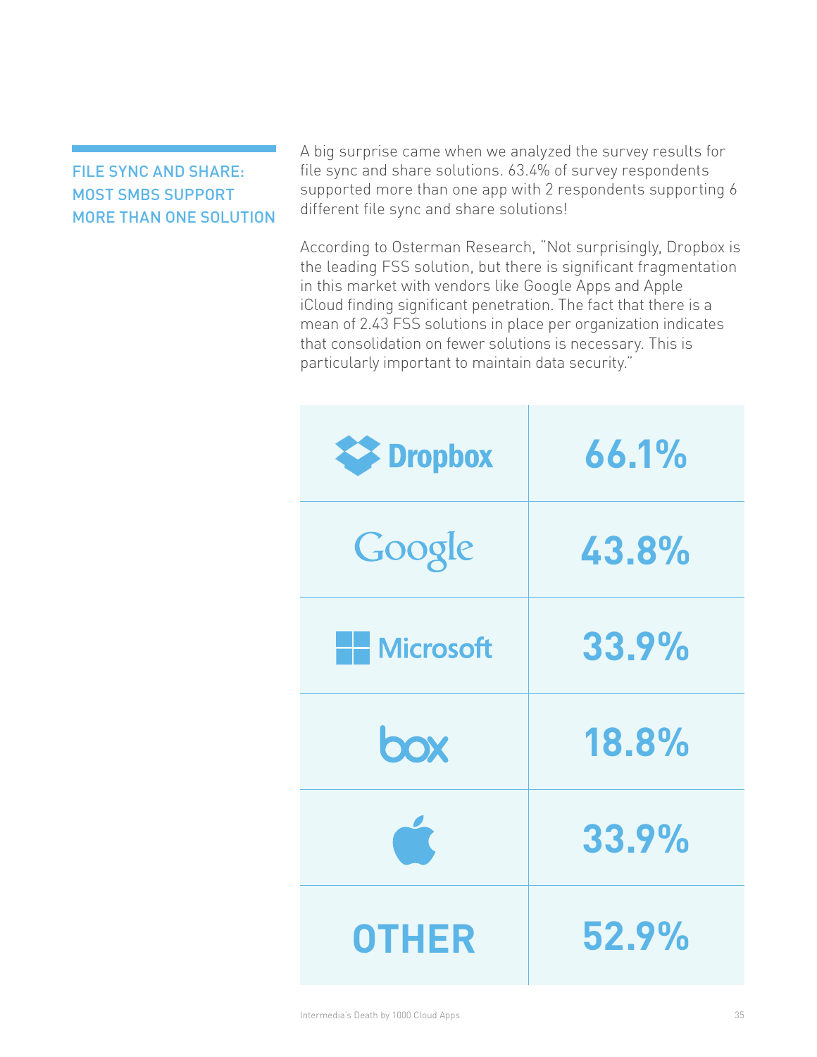## FILE SYNC AND SHARE: MOST SMBS SUPPORT MORE THAN ONE SOLUTION

A big surprise came when we analyzed the survey results for file sync and share solutions. 63.4% of survey respondents supported more than one app with 2 respondents supporting 6 different file sync and share solutions!

According to Osterman Research, "Not surprisingly, Dropbox is the leading FSS solution, but there is significant fragmentation in this market with vendors like Google Apps and Apple iCloud finding significant penetration. The fact that there is a mean of 2.43 FSS solutions in place per organization indicates that consolidation on fewer solutions is necessary. This is particularly important to maintain data security."

| | |
|---|---|
| Dropbox | 66.1% |
| Google | 43.8% |
| Microsoft | 33.9% |
| box | 18.8% |
| Apple | 33.9% |
| OTHER | 52.9% |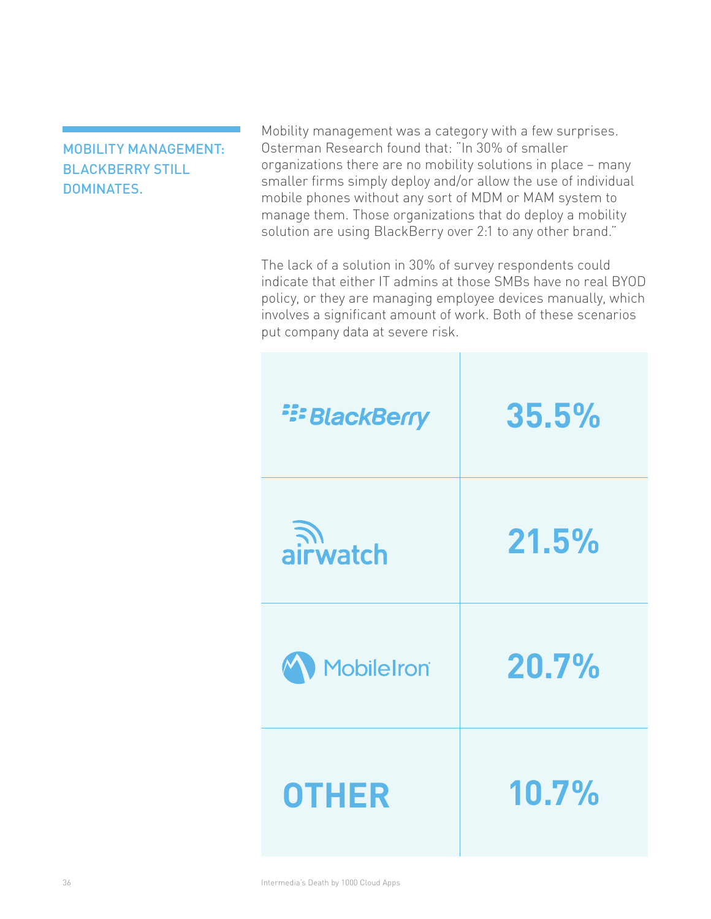## MOBILITY MANAGEMENT: BLACKBERRY STILL DOMINATES.

Mobility management was a category with a few surprises. Osterman Research found that: "In 30% of smaller organizations there are no mobility solutions in place – many smaller firms simply deploy and/or allow the use of individual mobile phones without any sort of MDM or MAM system to manage them. Those organizations that do deploy a mobility solution are using BlackBerry over 2:1 to any other brand."

The lack of a solution in 30% of survey respondents could indicate that either IT admins at those SMBs have no real BYOD policy, or they are managing employee devices manually, which involves a significant amount of work. Both of these scenarios put company data at severe risk.

| | |
|---|---|
| BlackBerry | 35.5% |
| airwatch | 21.5% |
| MobileIron | 20.7% |
| OTHER | 10.7% |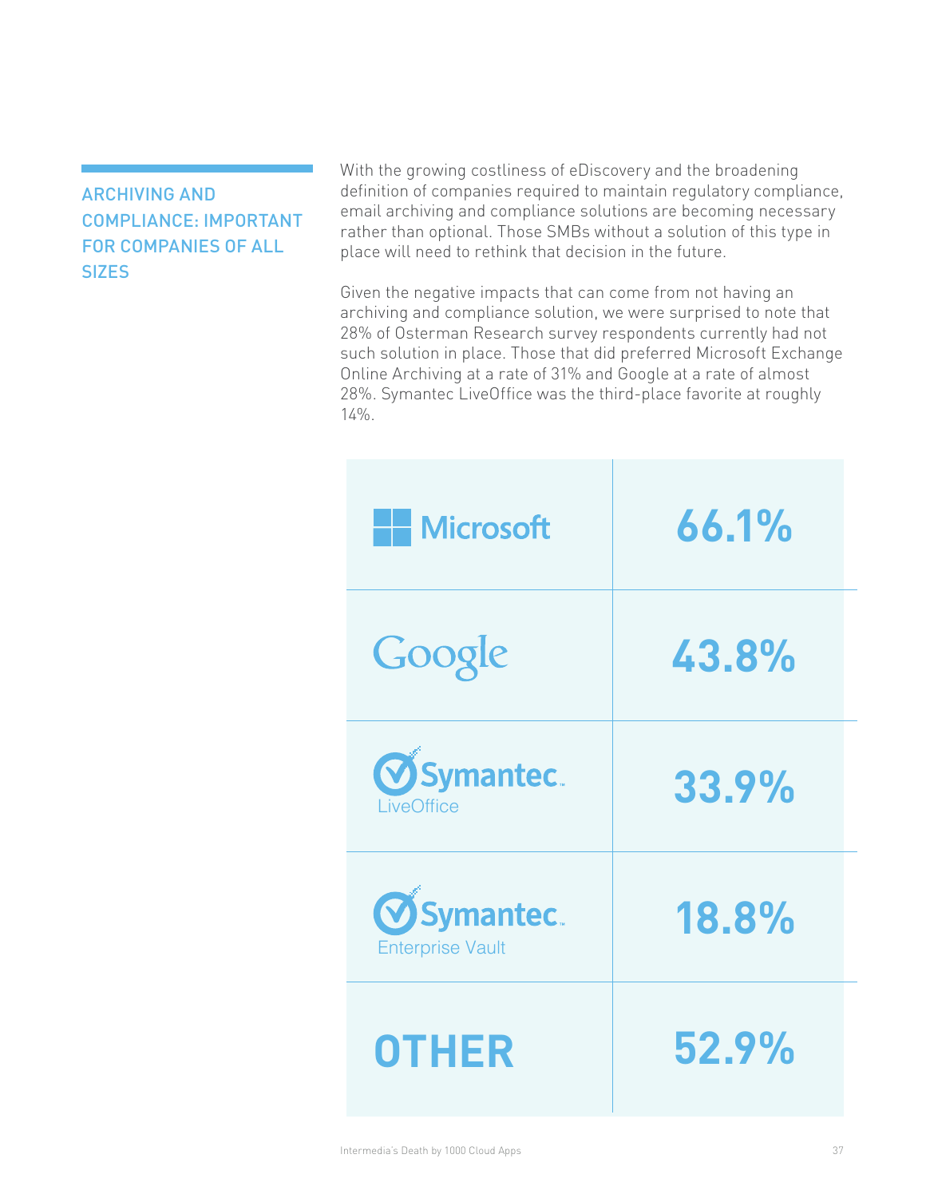## ARCHIVING AND COMPLIANCE: IMPORTANT FOR COMPANIES OF ALL SIZES

With the growing costliness of eDiscovery and the broadening definition of companies required to maintain regulatory compliance, email archiving and compliance solutions are becoming necessary rather than optional. Those SMBs without a solution of this type in place will need to rethink that decision in the future.

Given the negative impacts that can come from not having an archiving and compliance solution, we were surprised to note that 28% of Osterman Research survey respondents currently had not such solution in place. Those that did preferred Microsoft Exchange Online Archiving at a rate of 31% and Google at a rate of almost 28%. Symantec LiveOffice was the third-place favorite at roughly 14%.

| | |
|---|---|
| Microsoft | 66.1% |
| Google | 43.8% |
| Symantec LiveOffice | 33.9% |
| Symantec Enterprise Vault | 18.8% |
| OTHER | 52.9% |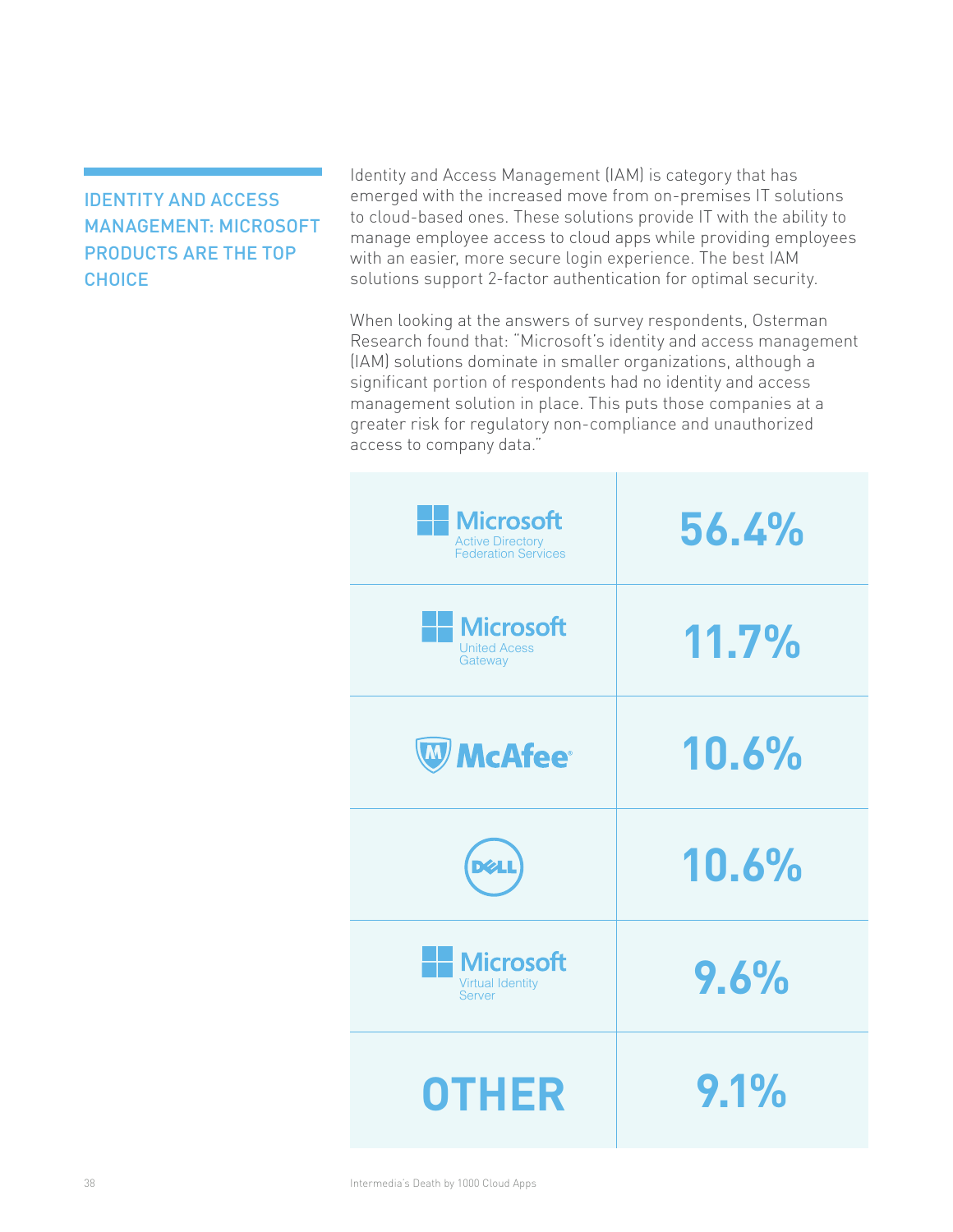## IDENTITY AND ACCESS MANAGEMENT: MICROSOFT PRODUCTS ARE THE TOP CHOICE

Identity and Access Management (IAM) is category that has emerged with the increased move from on-premises IT solutions to cloud-based ones. These solutions provide IT with the ability to manage employee access to cloud apps while providing employees with an easier, more secure login experience. The best IAM solutions support 2-factor authentication for optimal security.

When looking at the answers of survey respondents, Osterman Research found that: "Microsoft's identity and access management (IAM) solutions dominate in smaller organizations, although a significant portion of respondents had no identity and access management solution in place. This puts those companies at a greater risk for regulatory non-compliance and unauthorized access to company data."

| Solution | Share |
|---|---|
| Microsoft Active Directory Federation Services | 56.4% |
| Microsoft United Acess Gateway | 11.7% |
| McAfee | 10.6% |
| Dell | 10.6% |
| Microsoft Virtual Identity Server | 9.6% |
| OTHER | 9.1% |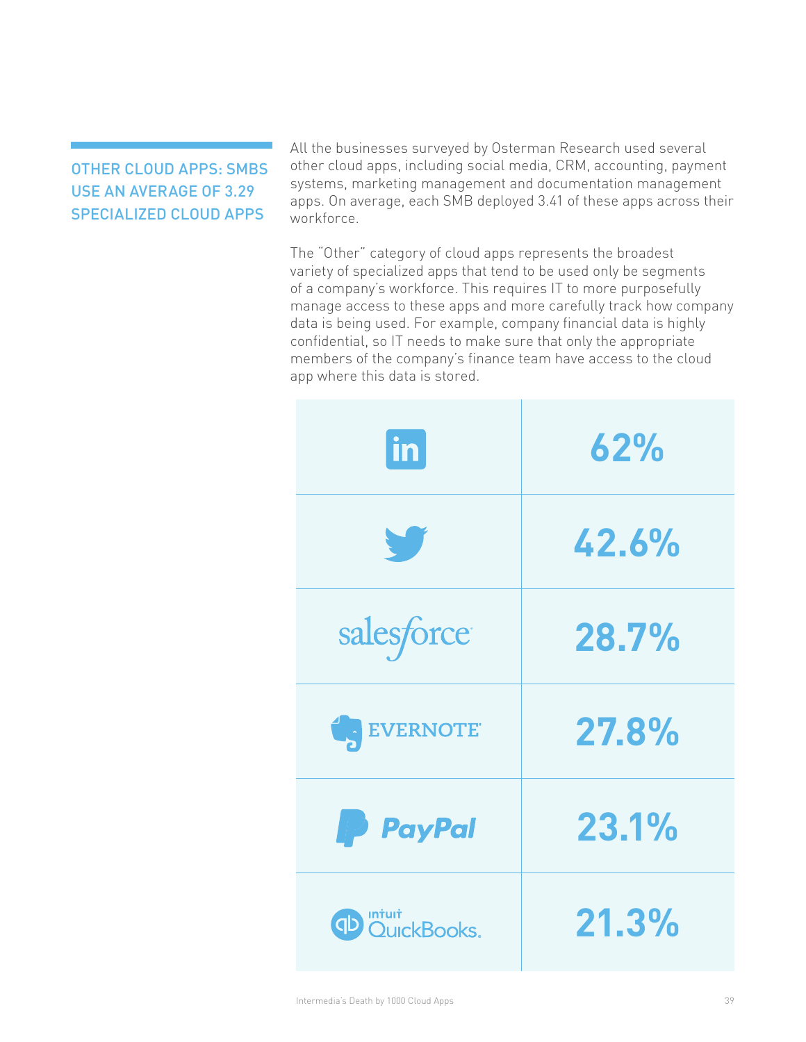## OTHER CLOUD APPS: SMBS USE AN AVERAGE OF 3.29 SPECIALIZED CLOUD APPS

All the businesses surveyed by Osterman Research used several other cloud apps, including social media, CRM, accounting, payment systems, marketing management and documentation management apps. On average, each SMB deployed 3.41 of these apps across their workforce.

The "Other" category of cloud apps represents the broadest variety of specialized apps that tend to be used only be segments of a company's workforce. This requires IT to more purposefully manage access to these apps and more carefully track how company data is being used. For example, company financial data is highly confidential, so IT needs to make sure that only the appropriate members of the company's finance team have access to the cloud app where this data is stored.

| App | Usage |
|---|---|
| LinkedIn | 62% |
| Twitter | 42.6% |
| salesforce | 28.7% |
| EVERNOTE | 27.8% |
| PayPal | 23.1% |
| intuit QuickBooks | 21.3% |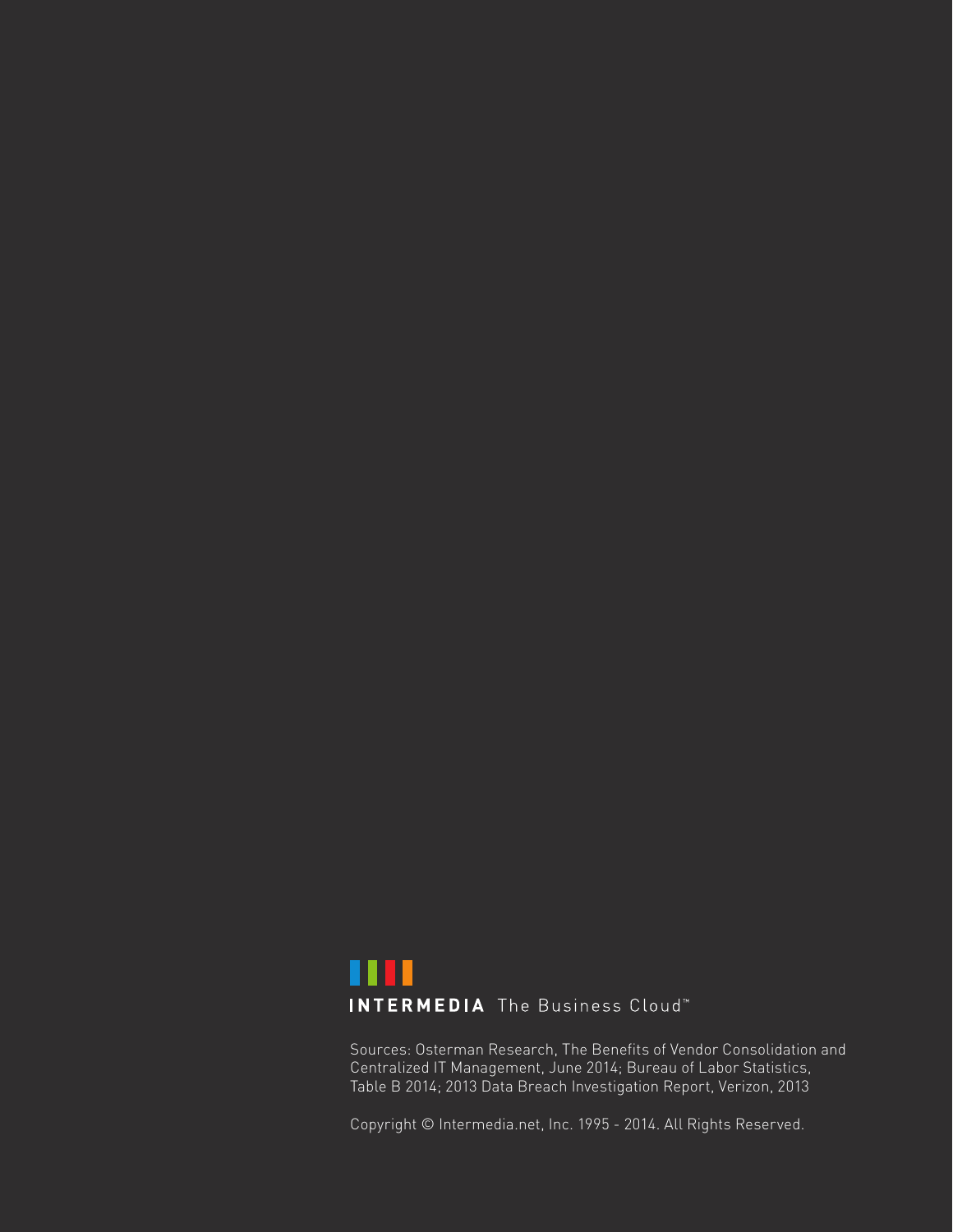**INTERMEDIA** The Business Cloud™

Sources: Osterman Research, The Benefits of Vendor Consolidation and Centralized IT Management, June 2014; Bureau of Labor Statistics, Table B 2014; 2013 Data Breach Investigation Report, Verizon, 2013

Copyright © Intermedia.net, Inc. 1995 - 2014. All Rights Reserved.